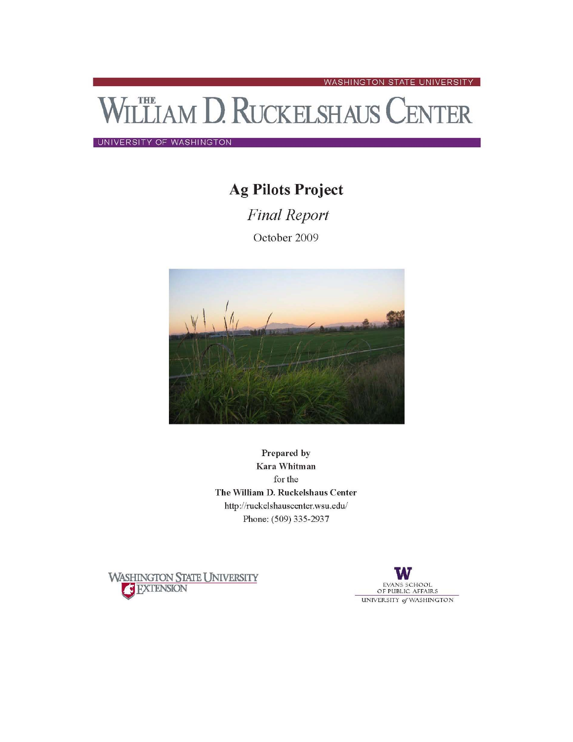WASHINGTON STATE UNIVERSITY

# THE WILLIAM D. RUCKELSHAUS CENTER

UNIVERSITY OF WASHINGTON

## Ag Pilots Project

*Final Report*

October 2009

**Prepared by**
**Kara Whitman**
for the
**The William D. Ruckelshaus Center**
http://ruckelshauscenter.wsu.edu/
Phone: (509) 335-2937

WASHINGTON STATE UNIVERSITY EXTENSION

EVANS SCHOOL OF PUBLIC AFFAIRS
UNIVERSITY *of* WASHINGTON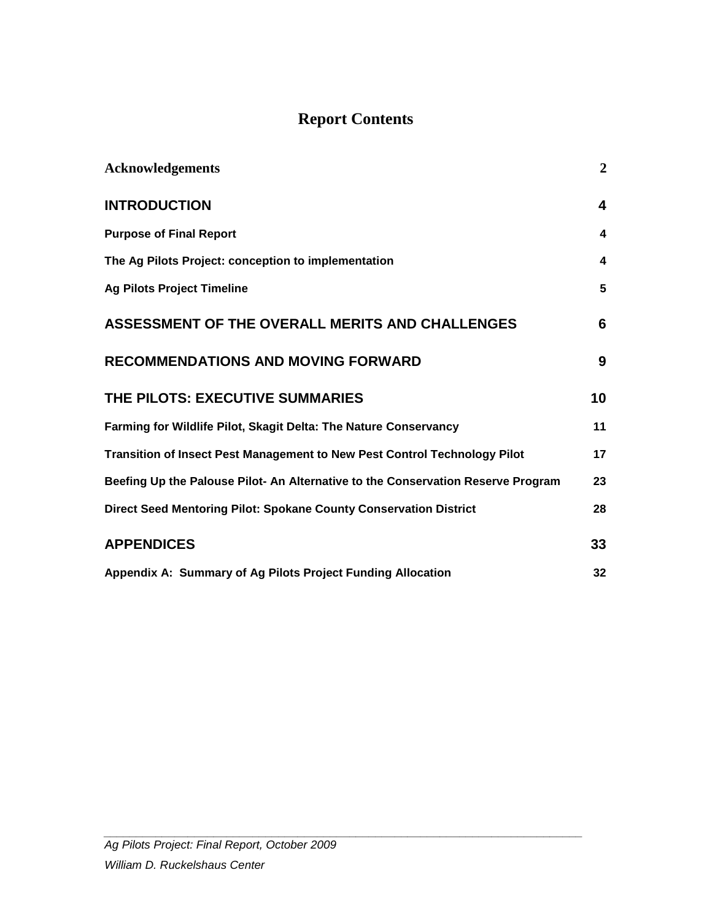# Report Contents

| | |
|---|---|
| **Acknowledgements** | **2** |
| **INTRODUCTION** | **4** |
| **Purpose of Final Report** | **4** |
| **The Ag Pilots Project: conception to implementation** | **4** |
| **Ag Pilots Project Timeline** | **5** |
| **ASSESSMENT OF THE OVERALL MERITS AND CHALLENGES** | **6** |
| **RECOMMENDATIONS AND MOVING FORWARD** | **9** |
| **THE PILOTS: EXECUTIVE SUMMARIES** | **10** |
| **Farming for Wildlife Pilot, Skagit Delta: The Nature Conservancy** | **11** |
| **Transition of Insect Pest Management to New Pest Control Technology Pilot** | **17** |
| **Beefing Up the Palouse Pilot- An Alternative to the Conservation Reserve Program** | **23** |
| **Direct Seed Mentoring Pilot: Spokane County Conservation District** | **28** |
| **APPENDICES** | **33** |
| **Appendix A: Summary of Ag Pilots Project Funding Allocation** | **32** |

*Ag Pilots Project: Final Report, October 2009*

*William D. Ruckelshaus Center*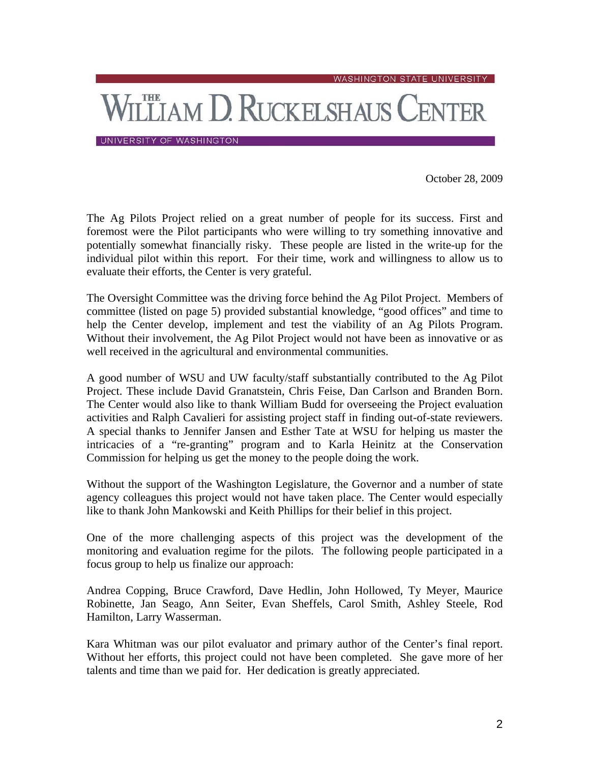WASHINGTON STATE UNIVERSITY

# THE WILLIAM D. RUCKELSHAUS CENTER

UNIVERSITY OF WASHINGTON

October 28, 2009

The Ag Pilots Project relied on a great number of people for its success. First and foremost were the Pilot participants who were willing to try something innovative and potentially somewhat financially risky. These people are listed in the write-up for the individual pilot within this report. For their time, work and willingness to allow us to evaluate their efforts, the Center is very grateful.

The Oversight Committee was the driving force behind the Ag Pilot Project. Members of committee (listed on page 5) provided substantial knowledge, "good offices" and time to help the Center develop, implement and test the viability of an Ag Pilots Program. Without their involvement, the Ag Pilot Project would not have been as innovative or as well received in the agricultural and environmental communities.

A good number of WSU and UW faculty/staff substantially contributed to the Ag Pilot Project. These include David Granatstein, Chris Feise, Dan Carlson and Branden Born. The Center would also like to thank William Budd for overseeing the Project evaluation activities and Ralph Cavalieri for assisting project staff in finding out-of-state reviewers. A special thanks to Jennifer Jansen and Esther Tate at WSU for helping us master the intricacies of a "re-granting" program and to Karla Heinitz at the Conservation Commission for helping us get the money to the people doing the work.

Without the support of the Washington Legislature, the Governor and a number of state agency colleagues this project would not have taken place. The Center would especially like to thank John Mankowski and Keith Phillips for their belief in this project.

One of the more challenging aspects of this project was the development of the monitoring and evaluation regime for the pilots. The following people participated in a focus group to help us finalize our approach:

Andrea Copping, Bruce Crawford, Dave Hedlin, John Hollowed, Ty Meyer, Maurice Robinette, Jan Seago, Ann Seiter, Evan Sheffels, Carol Smith, Ashley Steele, Rod Hamilton, Larry Wasserman.

Kara Whitman was our pilot evaluator and primary author of the Center's final report. Without her efforts, this project could not have been completed. She gave more of her talents and time than we paid for. Her dedication is greatly appreciated.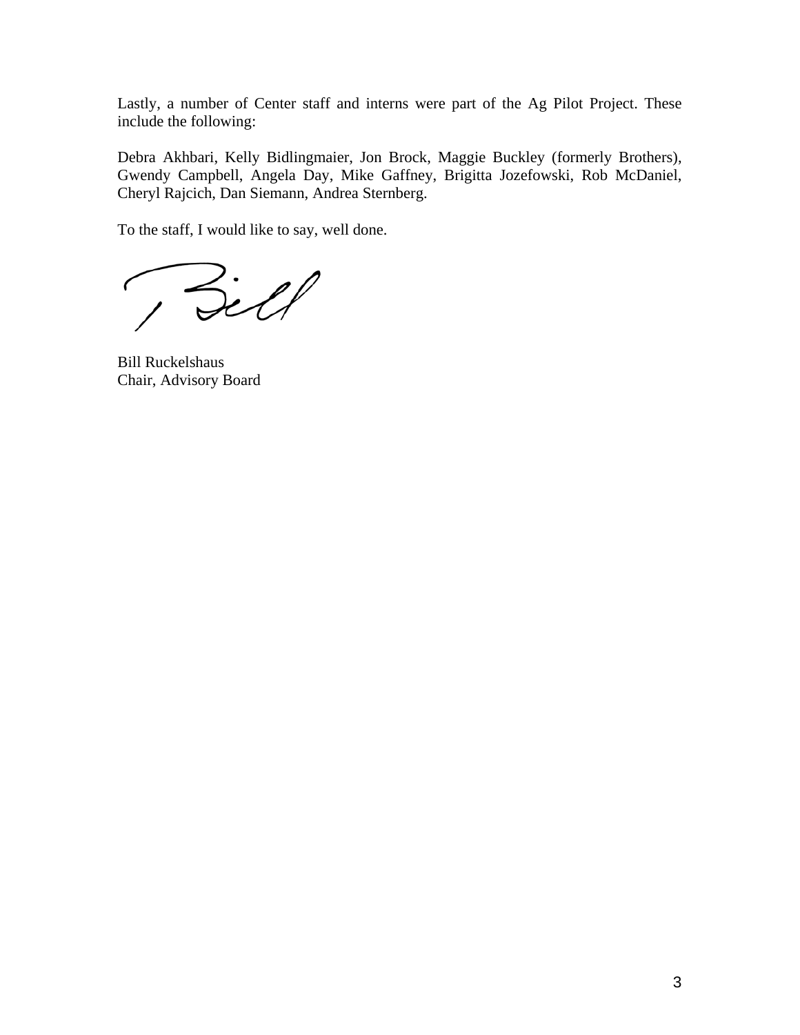Lastly, a number of Center staff and interns were part of the Ag Pilot Project. These include the following:

Debra Akhbari, Kelly Bidlingmaier, Jon Brock, Maggie Buckley (formerly Brothers), Gwendy Campbell, Angela Day, Mike Gaffney, Brigitta Jozefowski, Rob McDaniel, Cheryl Rajcich, Dan Siemann, Andrea Sternberg.

To the staff, I would like to say, well done.

Bill Ruckelshaus
Chair, Advisory Board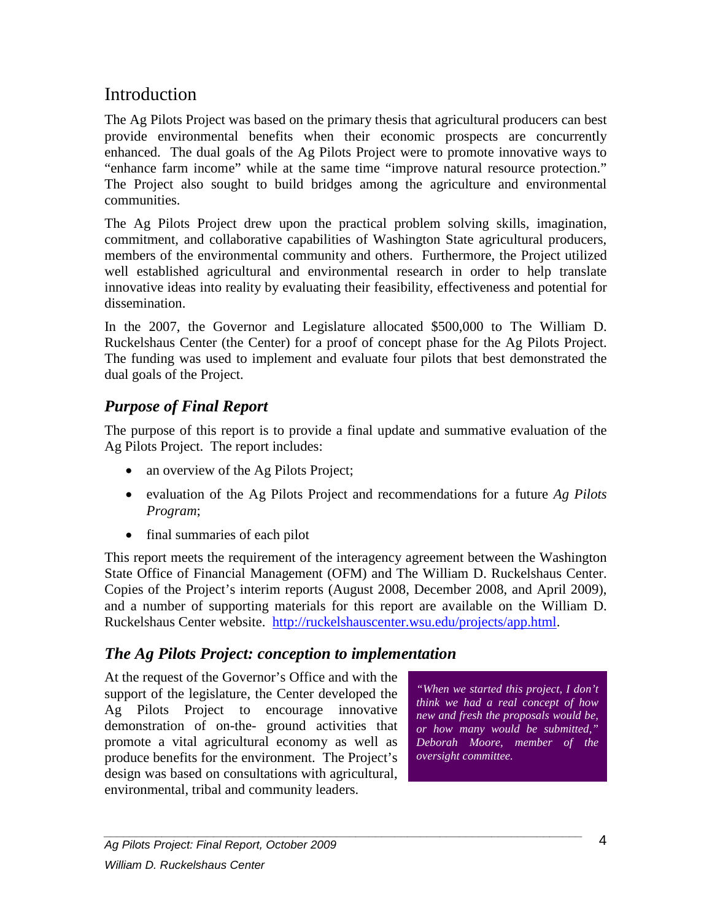## Introduction

The Ag Pilots Project was based on the primary thesis that agricultural producers can best provide environmental benefits when their economic prospects are concurrently enhanced. The dual goals of the Ag Pilots Project were to promote innovative ways to "enhance farm income" while at the same time "improve natural resource protection." The Project also sought to build bridges among the agriculture and environmental communities.

The Ag Pilots Project drew upon the practical problem solving skills, imagination, commitment, and collaborative capabilities of Washington State agricultural producers, members of the environmental community and others. Furthermore, the Project utilized well established agricultural and environmental research in order to help translate innovative ideas into reality by evaluating their feasibility, effectiveness and potential for dissemination.

In the 2007, the Governor and Legislature allocated $500,000 to The William D. Ruckelshaus Center (the Center) for a proof of concept phase for the Ag Pilots Project. The funding was used to implement and evaluate four pilots that best demonstrated the dual goals of the Project.

### *Purpose of Final Report*

The purpose of this report is to provide a final update and summative evaluation of the Ag Pilots Project. The report includes:

- an overview of the Ag Pilots Project;
- evaluation of the Ag Pilots Project and recommendations for a future *Ag Pilots Program*;
- final summaries of each pilot

This report meets the requirement of the interagency agreement between the Washington State Office of Financial Management (OFM) and The William D. Ruckelshaus Center. Copies of the Project's interim reports (August 2008, December 2008, and April 2009), and a number of supporting materials for this report are available on the William D. Ruckelshaus Center website. http://ruckelshauscenter.wsu.edu/projects/app.html.

### *The Ag Pilots Project: conception to implementation*

At the request of the Governor's Office and with the support of the legislature, the Center developed the Ag Pilots Project to encourage innovative demonstration of on-the- ground activities that promote a vital agricultural economy as well as produce benefits for the environment. The Project's design was based on consultations with agricultural, environmental, tribal and community leaders.

> *"When we started this project, I don't think we had a real concept of how new and fresh the proposals would be, or how many would be submitted," Deborah Moore, member of the oversight committee.*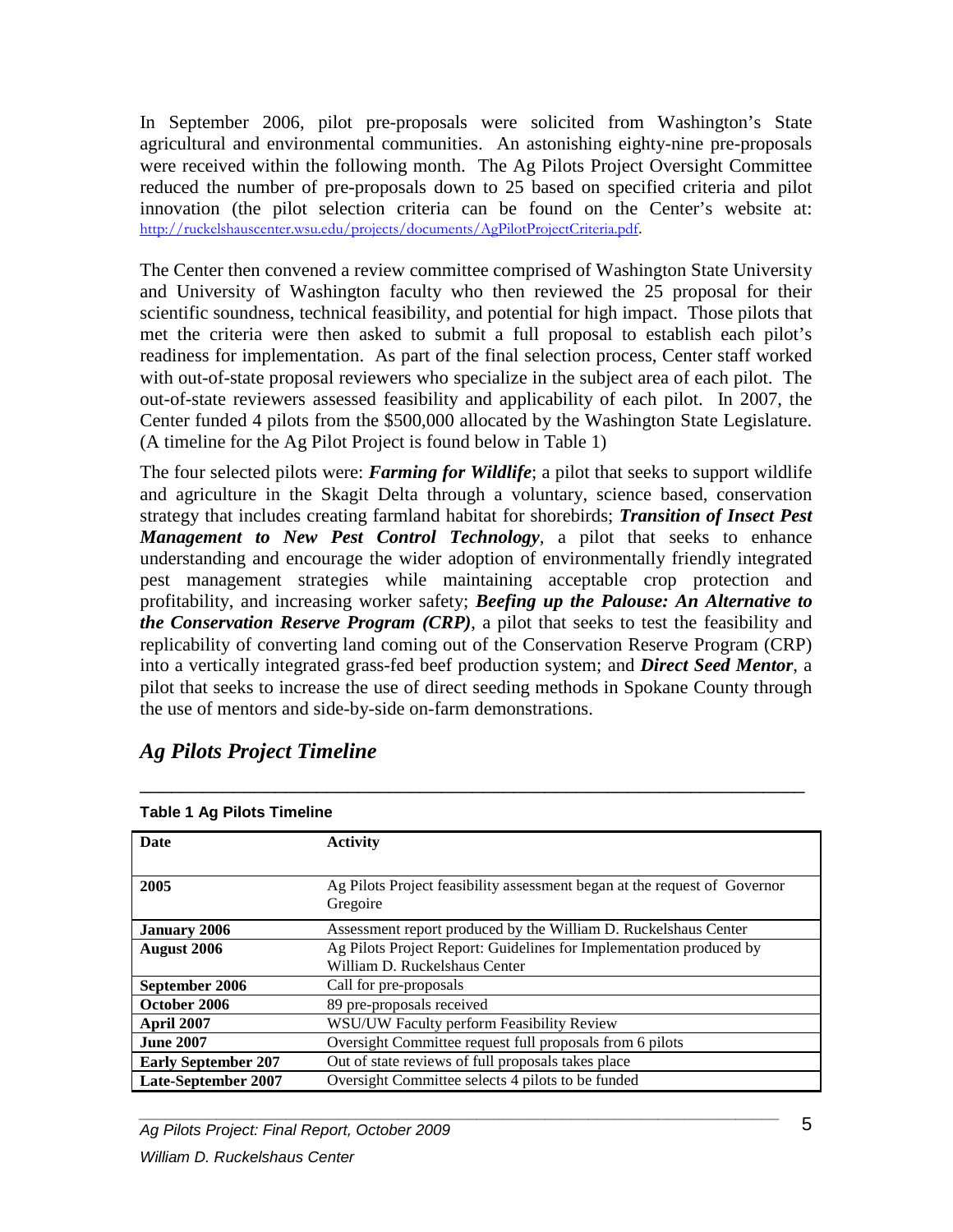In September 2006, pilot pre-proposals were solicited from Washington's State agricultural and environmental communities. An astonishing eighty-nine pre-proposals were received within the following month. The Ag Pilots Project Oversight Committee reduced the number of pre-proposals down to 25 based on specified criteria and pilot innovation (the pilot selection criteria can be found on the Center's website at: http://ruckelshauscenter.wsu.edu/projects/documents/AgPilotProjectCriteria.pdf.

The Center then convened a review committee comprised of Washington State University and University of Washington faculty who then reviewed the 25 proposal for their scientific soundness, technical feasibility, and potential for high impact. Those pilots that met the criteria were then asked to submit a full proposal to establish each pilot's readiness for implementation. As part of the final selection process, Center staff worked with out-of-state proposal reviewers who specialize in the subject area of each pilot. The out-of-state reviewers assessed feasibility and applicability of each pilot. In 2007, the Center funded 4 pilots from the $500,000 allocated by the Washington State Legislature. (A timeline for the Ag Pilot Project is found below in Table 1)

The four selected pilots were: ***Farming for Wildlife***; a pilot that seeks to support wildlife and agriculture in the Skagit Delta through a voluntary, science based, conservation strategy that includes creating farmland habitat for shorebirds; ***Transition of Insect Pest Management to New Pest Control Technology***, a pilot that seeks to enhance understanding and encourage the wider adoption of environmentally friendly integrated pest management strategies while maintaining acceptable crop protection and profitability, and increasing worker safety; ***Beefing up the Palouse: An Alternative to the Conservation Reserve Program (CRP)***, a pilot that seeks to test the feasibility and replicability of converting land coming out of the Conservation Reserve Program (CRP) into a vertically integrated grass-fed beef production system; and ***Direct Seed Mentor***, a pilot that seeks to increase the use of direct seeding methods in Spokane County through the use of mentors and side-by-side on-farm demonstrations.

## *Ag Pilots Project Timeline*

**Table 1 Ag Pilots Timeline**

| Date | Activity |
|---|---|
| **2005** | Ag Pilots Project feasibility assessment began at the request of Governor Gregoire |
| **January 2006** | Assessment report produced by the William D. Ruckelshaus Center |
| **August 2006** | Ag Pilots Project Report: Guidelines for Implementation produced by William D. Ruckelshaus Center |
| **September 2006** | Call for pre-proposals |
| **October 2006** | 89 pre-proposals received |
| **April 2007** | WSU/UW Faculty perform Feasibility Review |
| **June 2007** | Oversight Committee request full proposals from 6 pilots |
| **Early September 207** | Out of state reviews of full proposals takes place |
| **Late-September 2007** | Oversight Committee selects 4 pilots to be funded |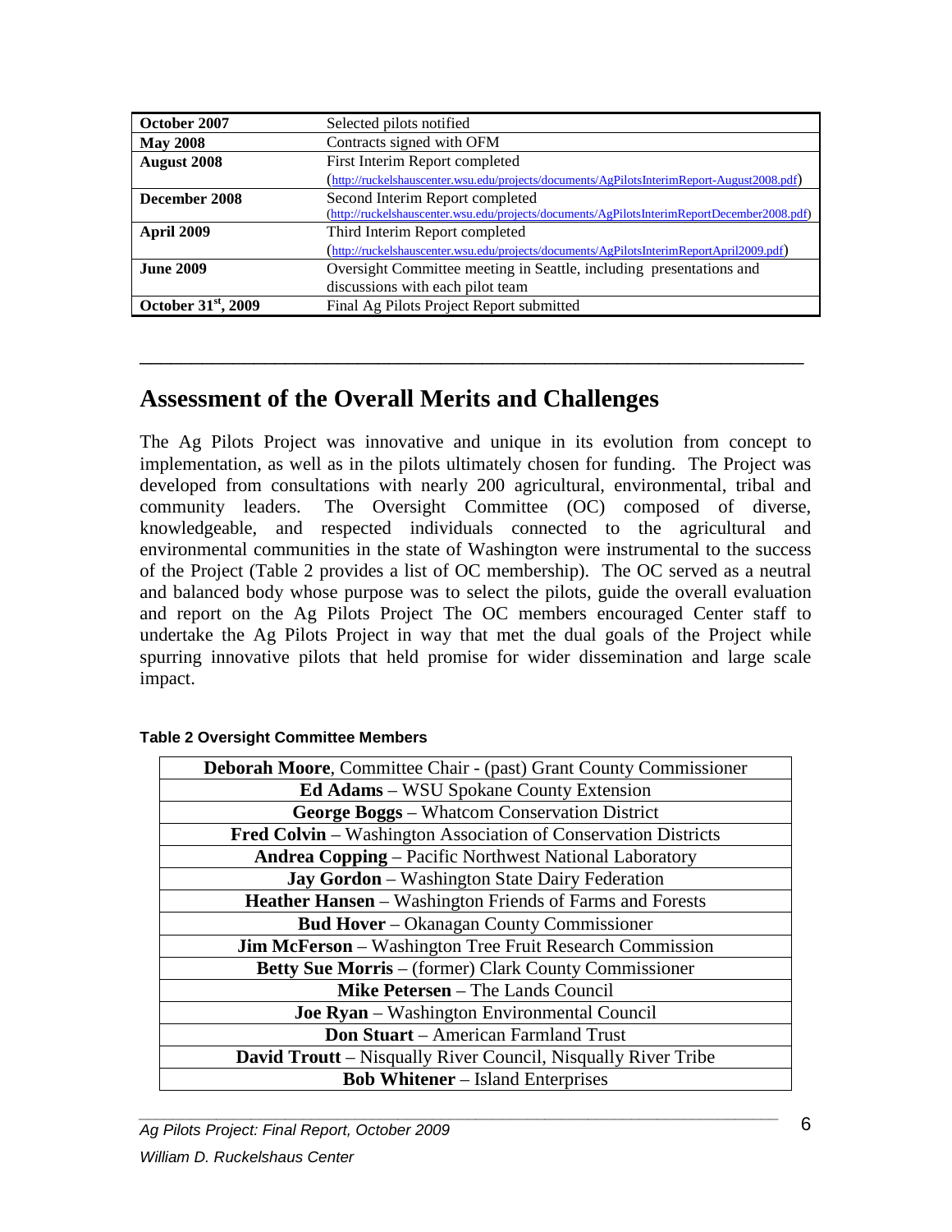| | |
|---|---|
| **October 2007** | Selected pilots notified |
| **May 2008** | Contracts signed with OFM |
| **August 2008** | First Interim Report completed (http://ruckelshauscenter.wsu.edu/projects/documents/AgPilotsInterimReport-August2008.pdf) |
| **December 2008** | Second Interim Report completed (http://ruckelshauscenter.wsu.edu/projects/documents/AgPilotsInterimReportDecember2008.pdf) |
| **April 2009** | Third Interim Report completed (http://ruckelshauscenter.wsu.edu/projects/documents/AgPilotsInterimReportApril2009.pdf) |
| **June 2009** | Oversight Committee meeting in Seattle, including presentations and discussions with each pilot team |
| **October 31st, 2009** | Final Ag Pilots Project Report submitted |

## Assessment of the Overall Merits and Challenges

The Ag Pilots Project was innovative and unique in its evolution from concept to implementation, as well as in the pilots ultimately chosen for funding. The Project was developed from consultations with nearly 200 agricultural, environmental, tribal and community leaders. The Oversight Committee (OC) composed of diverse, knowledgeable, and respected individuals connected to the agricultural and environmental communities in the state of Washington were instrumental to the success of the Project (Table 2 provides a list of OC membership). The OC served as a neutral and balanced body whose purpose was to select the pilots, guide the overall evaluation and report on the Ag Pilots Project The OC members encouraged Center staff to undertake the Ag Pilots Project in way that met the dual goals of the Project while spurring innovative pilots that held promise for wider dissemination and large scale impact.

**Table 2 Oversight Committee Members**

| Oversight Committee Members |
|---|
| **Deborah Moore**, Committee Chair - (past) Grant County Commissioner |
| **Ed Adams** – WSU Spokane County Extension |
| **George Boggs** – Whatcom Conservation District |
| **Fred Colvin** – Washington Association of Conservation Districts |
| **Andrea Copping** – Pacific Northwest National Laboratory |
| **Jay Gordon** – Washington State Dairy Federation |
| **Heather Hansen** – Washington Friends of Farms and Forests |
| **Bud Hover** – Okanagan County Commissioner |
| **Jim McFerson** – Washington Tree Fruit Research Commission |
| **Betty Sue Morris** – (former) Clark County Commissioner |
| **Mike Petersen** – The Lands Council |
| **Joe Ryan** – Washington Environmental Council |
| **Don Stuart** – American Farmland Trust |
| **David Troutt** – Nisqually River Council, Nisqually River Tribe |
| **Bob Whitener** – Island Enterprises |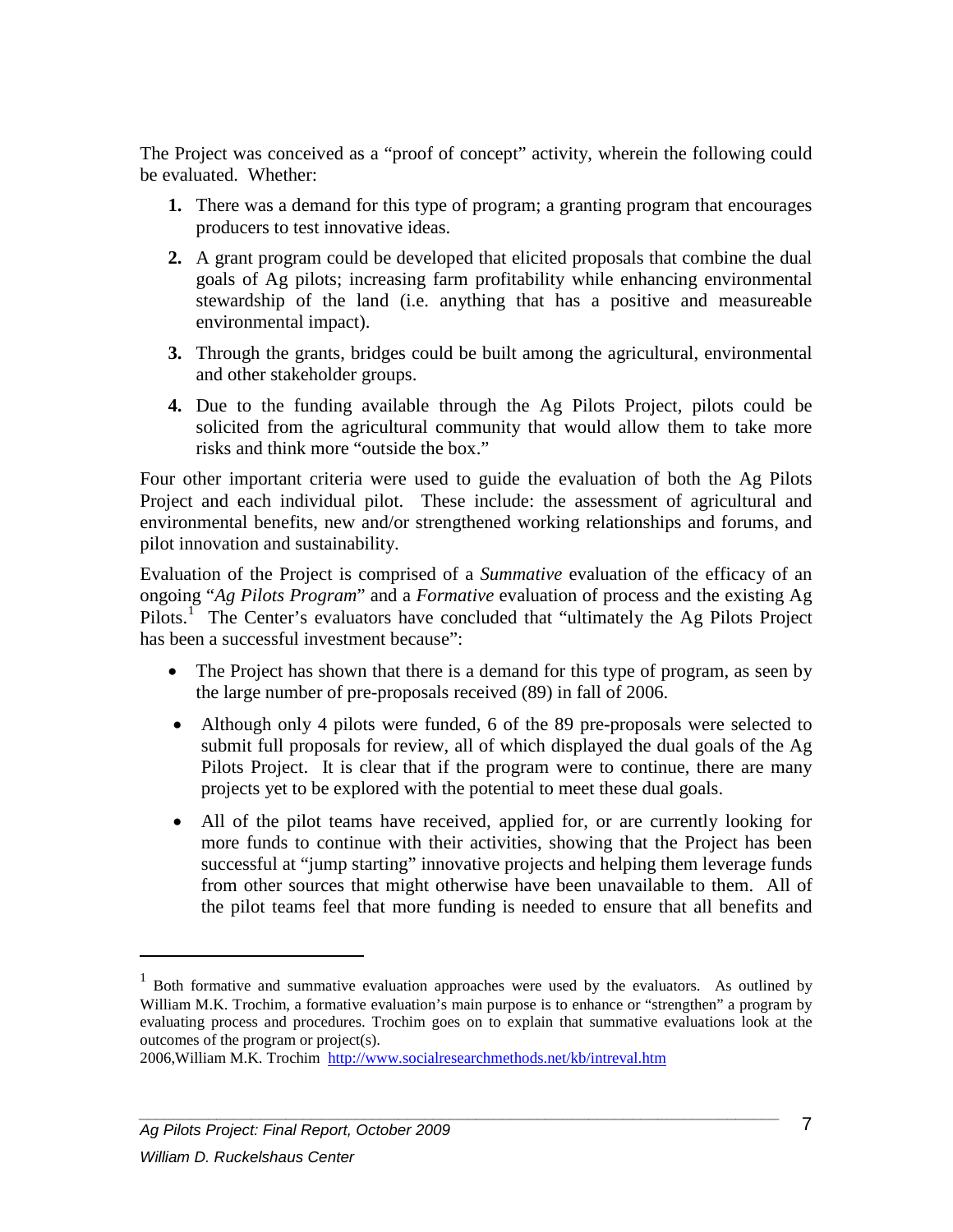The Project was conceived as a "proof of concept" activity, wherein the following could be evaluated. Whether:

1. There was a demand for this type of program; a granting program that encourages producers to test innovative ideas.
2. A grant program could be developed that elicited proposals that combine the dual goals of Ag pilots; increasing farm profitability while enhancing environmental stewardship of the land (i.e. anything that has a positive and measureable environmental impact).
3. Through the grants, bridges could be built among the agricultural, environmental and other stakeholder groups.
4. Due to the funding available through the Ag Pilots Project, pilots could be solicited from the agricultural community that would allow them to take more risks and think more "outside the box."

Four other important criteria were used to guide the evaluation of both the Ag Pilots Project and each individual pilot. These include: the assessment of agricultural and environmental benefits, new and/or strengthened working relationships and forums, and pilot innovation and sustainability.

Evaluation of the Project is comprised of a *Summative* evaluation of the efficacy of an ongoing "*Ag Pilots Program*" and a *Formative* evaluation of process and the existing Ag Pilots.[1] The Center's evaluators have concluded that "ultimately the Ag Pilots Project has been a successful investment because":

- The Project has shown that there is a demand for this type of program, as seen by the large number of pre-proposals received (89) in fall of 2006.
- Although only 4 pilots were funded, 6 of the 89 pre-proposals were selected to submit full proposals for review, all of which displayed the dual goals of the Ag Pilots Project. It is clear that if the program were to continue, there are many projects yet to be explored with the potential to meet these dual goals.
- All of the pilot teams have received, applied for, or are currently looking for more funds to continue with their activities, showing that the Project has been successful at "jump starting" innovative projects and helping them leverage funds from other sources that might otherwise have been unavailable to them. All of the pilot teams feel that more funding is needed to ensure that all benefits and

---

[1] Both formative and summative evaluation approaches were used by the evaluators. As outlined by William M.K. Trochim, a formative evaluation's main purpose is to enhance or "strengthen" a program by evaluating process and procedures. Trochim goes on to explain that summative evaluations look at the outcomes of the program or project(s).

2006,William M.K. Trochim http://www.socialresearchmethods.net/kb/intreval.htm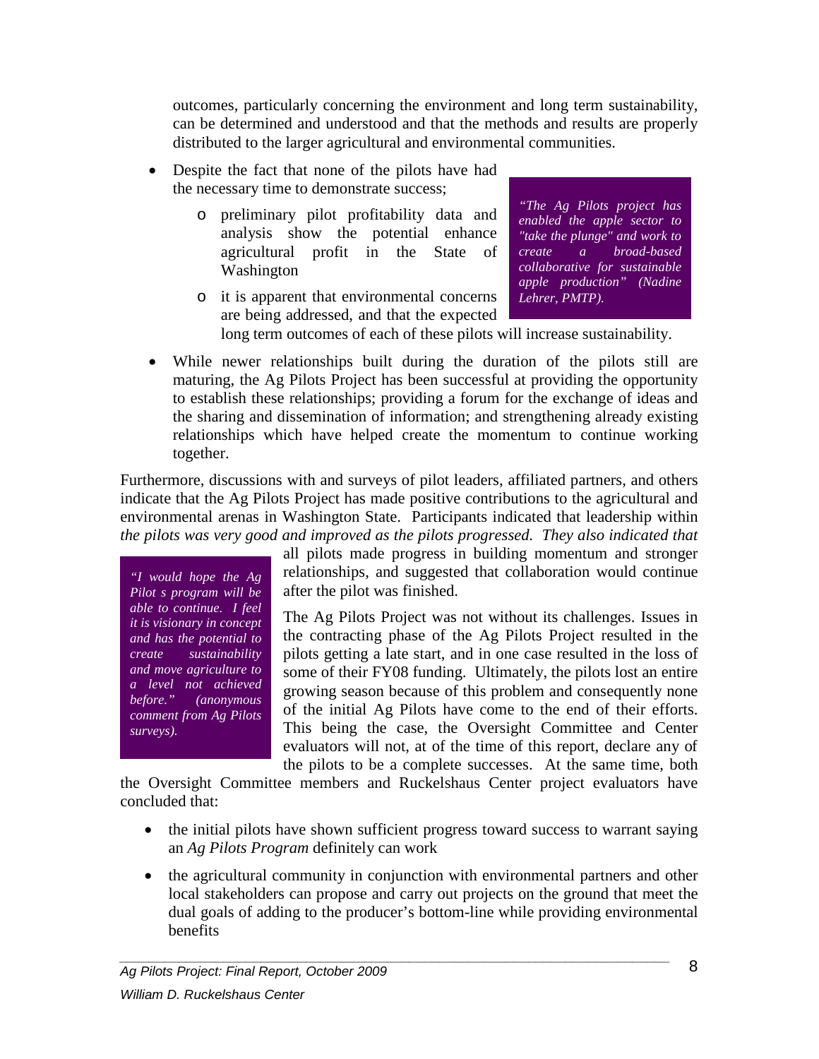outcomes, particularly concerning the environment and long term sustainability, can be determined and understood and that the methods and results are properly distributed to the larger agricultural and environmental communities.

- Despite the fact that none of the pilots have had the necessary time to demonstrate success;
    - preliminary pilot profitability data and analysis show the potential enhance agricultural profit in the State of Washington
    - it is apparent that environmental concerns are being addressed, and that the expected long term outcomes of each of these pilots will increase sustainability.

> *"The Ag Pilots project has enabled the apple sector to "take the plunge" and work to create a broad-based collaborative for sustainable apple production" (Nadine Lehrer, PMTP).*

- While newer relationships built during the duration of the pilots still are maturing, the Ag Pilots Project has been successful at providing the opportunity to establish these relationships; providing a forum for the exchange of ideas and the sharing and dissemination of information; and strengthening already existing relationships which have helped create the momentum to continue working together.

Furthermore, discussions with and surveys of pilot leaders, affiliated partners, and others indicate that the Ag Pilots Project has made positive contributions to the agricultural and environmental arenas in Washington State. Participants indicated that leadership within *the pilots was very good and improved as the pilots progressed. They also indicated that* all pilots made progress in building momentum and stronger relationships, and suggested that collaboration would continue after the pilot was finished.

> *"I would hope the Ag Pilot s program will be able to continue. I feel it is visionary in concept and has the potential to create sustainability and move agriculture to a level not achieved before." (anonymous comment from Ag Pilots surveys).*

The Ag Pilots Project was not without its challenges. Issues in the contracting phase of the Ag Pilots Project resulted in the pilots getting a late start, and in one case resulted in the loss of some of their FY08 funding. Ultimately, the pilots lost an entire growing season because of this problem and consequently none of the initial Ag Pilots have come to the end of their efforts. This being the case, the Oversight Committee and Center evaluators will not, at of the time of this report, declare any of the pilots to be a complete successes. At the same time, both the Oversight Committee members and Ruckelshaus Center project evaluators have concluded that:

- the initial pilots have shown sufficient progress toward success to warrant saying an *Ag Pilots Program* definitely can work
- the agricultural community in conjunction with environmental partners and other local stakeholders can propose and carry out projects on the ground that meet the dual goals of adding to the producer's bottom-line while providing environmental benefits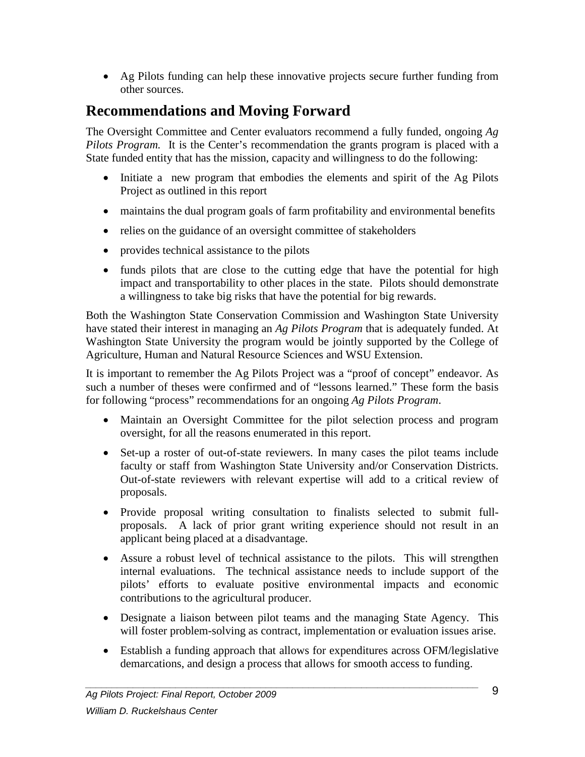- Ag Pilots funding can help these innovative projects secure further funding from other sources.

## Recommendations and Moving Forward

The Oversight Committee and Center evaluators recommend a fully funded, ongoing *Ag Pilots Program.* It is the Center's recommendation the grants program is placed with a State funded entity that has the mission, capacity and willingness to do the following:

- Initiate a new program that embodies the elements and spirit of the Ag Pilots Project as outlined in this report
- maintains the dual program goals of farm profitability and environmental benefits
- relies on the guidance of an oversight committee of stakeholders
- provides technical assistance to the pilots
- funds pilots that are close to the cutting edge that have the potential for high impact and transportability to other places in the state. Pilots should demonstrate a willingness to take big risks that have the potential for big rewards.

Both the Washington State Conservation Commission and Washington State University have stated their interest in managing an *Ag Pilots Program* that is adequately funded. At Washington State University the program would be jointly supported by the College of Agriculture, Human and Natural Resource Sciences and WSU Extension.

It is important to remember the Ag Pilots Project was a "proof of concept" endeavor. As such a number of theses were confirmed and of "lessons learned." These form the basis for following "process" recommendations for an ongoing *Ag Pilots Program*.

- Maintain an Oversight Committee for the pilot selection process and program oversight, for all the reasons enumerated in this report.
- Set-up a roster of out-of-state reviewers. In many cases the pilot teams include faculty or staff from Washington State University and/or Conservation Districts. Out-of-state reviewers with relevant expertise will add to a critical review of proposals.
- Provide proposal writing consultation to finalists selected to submit full-proposals. A lack of prior grant writing experience should not result in an applicant being placed at a disadvantage.
- Assure a robust level of technical assistance to the pilots. This will strengthen internal evaluations. The technical assistance needs to include support of the pilots' efforts to evaluate positive environmental impacts and economic contributions to the agricultural producer.
- Designate a liaison between pilot teams and the managing State Agency. This will foster problem-solving as contract, implementation or evaluation issues arise.
- Establish a funding approach that allows for expenditures across OFM/legislative demarcations, and design a process that allows for smooth access to funding.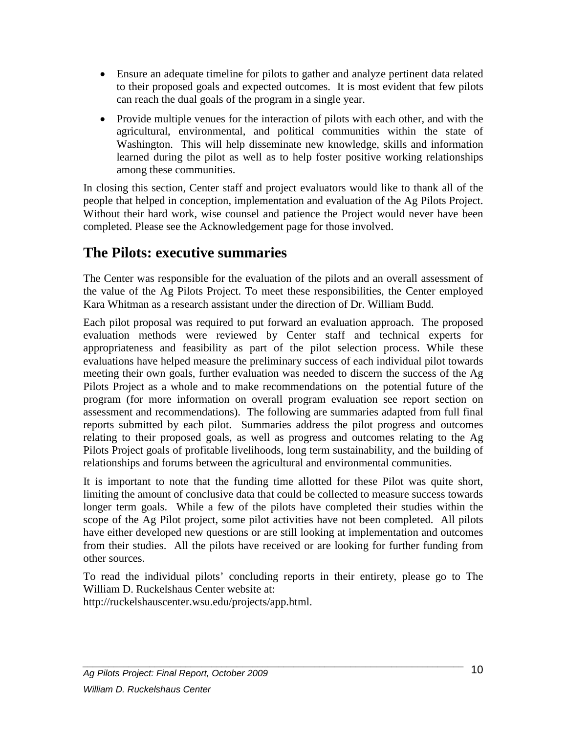- Ensure an adequate timeline for pilots to gather and analyze pertinent data related to their proposed goals and expected outcomes. It is most evident that few pilots can reach the dual goals of the program in a single year.
- Provide multiple venues for the interaction of pilots with each other, and with the agricultural, environmental, and political communities within the state of Washington. This will help disseminate new knowledge, skills and information learned during the pilot as well as to help foster positive working relationships among these communities.

In closing this section, Center staff and project evaluators would like to thank all of the people that helped in conception, implementation and evaluation of the Ag Pilots Project. Without their hard work, wise counsel and patience the Project would never have been completed. Please see the Acknowledgement page for those involved.

## The Pilots: executive summaries

The Center was responsible for the evaluation of the pilots and an overall assessment of the value of the Ag Pilots Project. To meet these responsibilities, the Center employed Kara Whitman as a research assistant under the direction of Dr. William Budd.

Each pilot proposal was required to put forward an evaluation approach. The proposed evaluation methods were reviewed by Center staff and technical experts for appropriateness and feasibility as part of the pilot selection process. While these evaluations have helped measure the preliminary success of each individual pilot towards meeting their own goals, further evaluation was needed to discern the success of the Ag Pilots Project as a whole and to make recommendations on the potential future of the program (for more information on overall program evaluation see report section on assessment and recommendations). The following are summaries adapted from full final reports submitted by each pilot. Summaries address the pilot progress and outcomes relating to their proposed goals, as well as progress and outcomes relating to the Ag Pilots Project goals of profitable livelihoods, long term sustainability, and the building of relationships and forums between the agricultural and environmental communities.

It is important to note that the funding time allotted for these Pilot was quite short, limiting the amount of conclusive data that could be collected to measure success towards longer term goals. While a few of the pilots have completed their studies within the scope of the Ag Pilot project, some pilot activities have not been completed. All pilots have either developed new questions or are still looking at implementation and outcomes from their studies. All the pilots have received or are looking for further funding from other sources.

To read the individual pilots' concluding reports in their entirety, please go to The William D. Ruckelshaus Center website at:
http://ruckelshauscenter.wsu.edu/projects/app.html.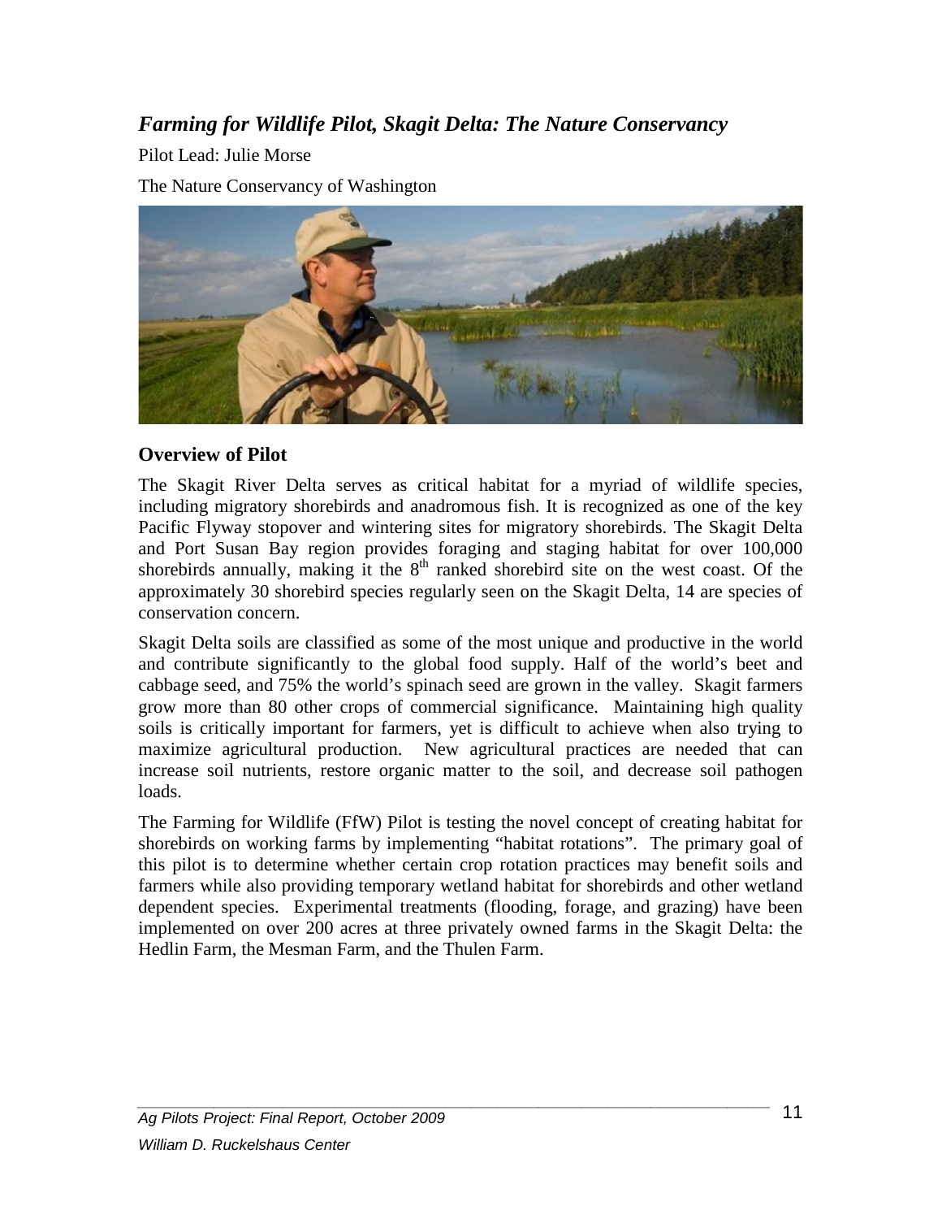## *Farming for Wildlife Pilot, Skagit Delta: The Nature Conservancy*

Pilot Lead: Julie Morse

The Nature Conservancy of Washington

### Overview of Pilot

The Skagit River Delta serves as critical habitat for a myriad of wildlife species, including migratory shorebirds and anadromous fish. It is recognized as one of the key Pacific Flyway stopover and wintering sites for migratory shorebirds. The Skagit Delta and Port Susan Bay region provides foraging and staging habitat for over 100,000 shorebirds annually, making it the 8th ranked shorebird site on the west coast. Of the approximately 30 shorebird species regularly seen on the Skagit Delta, 14 are species of conservation concern.

Skagit Delta soils are classified as some of the most unique and productive in the world and contribute significantly to the global food supply. Half of the world's beet and cabbage seed, and 75% the world's spinach seed are grown in the valley. Skagit farmers grow more than 80 other crops of commercial significance. Maintaining high quality soils is critically important for farmers, yet is difficult to achieve when also trying to maximize agricultural production. New agricultural practices are needed that can increase soil nutrients, restore organic matter to the soil, and decrease soil pathogen loads.

The Farming for Wildlife (FfW) Pilot is testing the novel concept of creating habitat for shorebirds on working farms by implementing "habitat rotations". The primary goal of this pilot is to determine whether certain crop rotation practices may benefit soils and farmers while also providing temporary wetland habitat for shorebirds and other wetland dependent species. Experimental treatments (flooding, forage, and grazing) have been implemented on over 200 acres at three privately owned farms in the Skagit Delta: the Hedlin Farm, the Mesman Farm, and the Thulen Farm.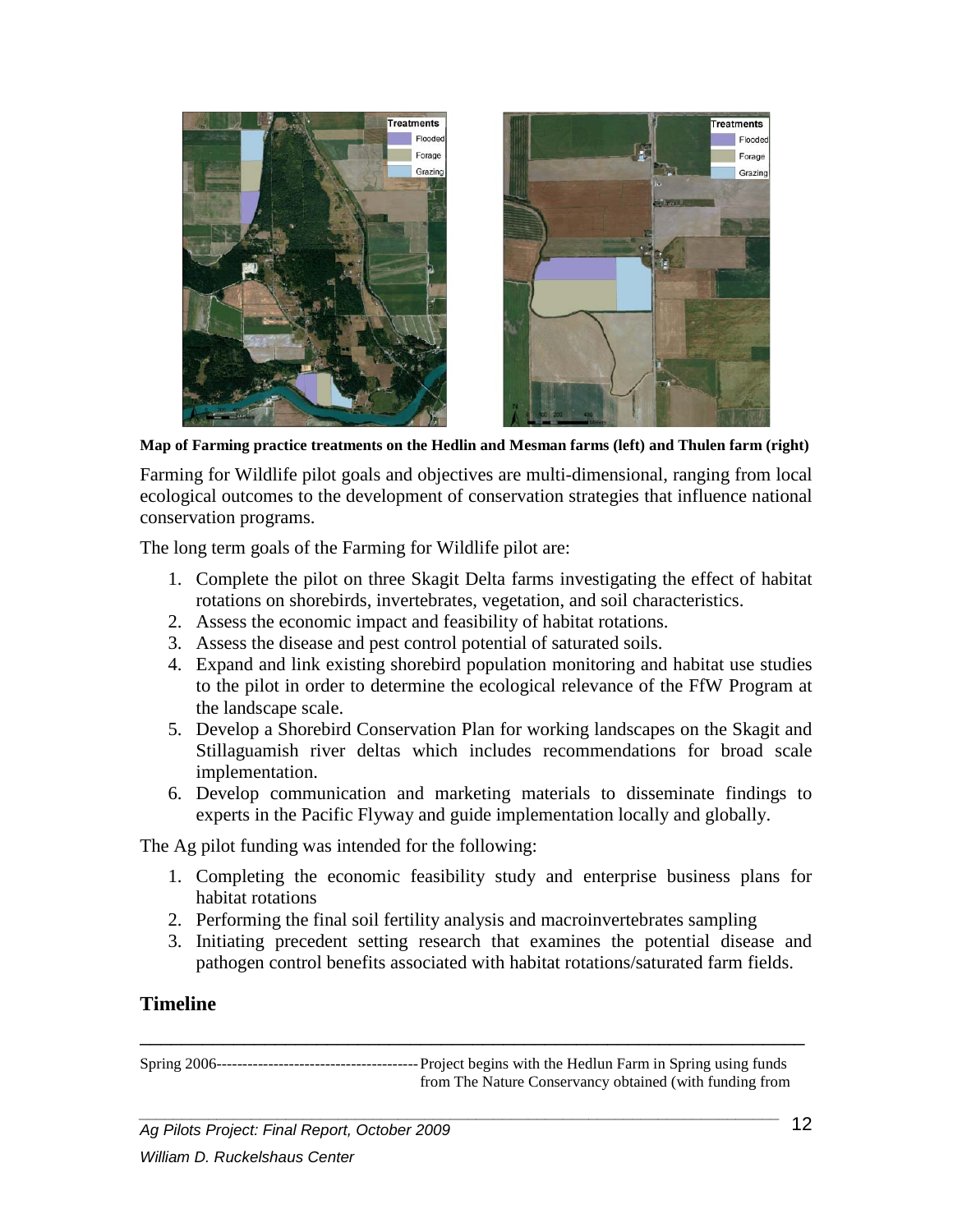**Map of Farming practice treatments on the Hedlin and Mesman farms (left) and Thulen farm (right)**

Farming for Wildlife pilot goals and objectives are multi-dimensional, ranging from local ecological outcomes to the development of conservation strategies that influence national conservation programs.

The long term goals of the Farming for Wildlife pilot are:

1. Complete the pilot on three Skagit Delta farms investigating the effect of habitat rotations on shorebirds, invertebrates, vegetation, and soil characteristics.
2. Assess the economic impact and feasibility of habitat rotations.
3. Assess the disease and pest control potential of saturated soils.
4. Expand and link existing shorebird population monitoring and habitat use studies to the pilot in order to determine the ecological relevance of the FfW Program at the landscape scale.
5. Develop a Shorebird Conservation Plan for working landscapes on the Skagit and Stillaguamish river deltas which includes recommendations for broad scale implementation.
6. Develop communication and marketing materials to disseminate findings to experts in the Pacific Flyway and guide implementation locally and globally.

The Ag pilot funding was intended for the following:

1. Completing the economic feasibility study and enterprise business plans for habitat rotations
2. Performing the final soil fertility analysis and macroinvertebrates sampling
3. Initiating precedent setting research that examines the potential disease and pathogen control benefits associated with habitat rotations/saturated farm fields.

## Timeline

Spring 2006--------------------------------------- Project begins with the Hedlun Farm in Spring using funds from The Nature Conservancy obtained (with funding from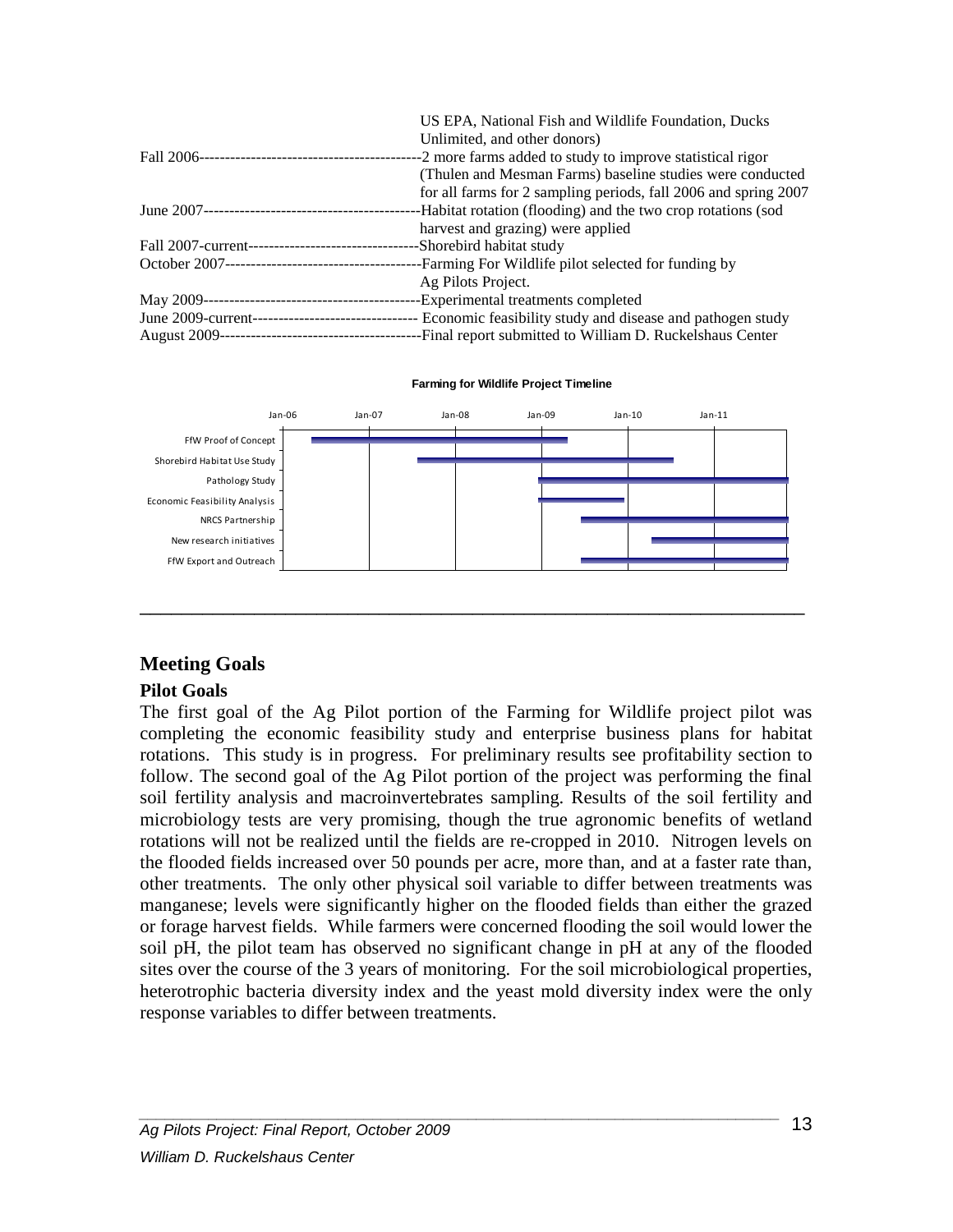US EPA, National Fish and Wildlife Foundation, Ducks Unlimited, and other donors)

| | |
|---|---|
| Fall 2006 | 2 more farms added to study to improve statistical rigor (Thulen and Mesman Farms) baseline studies were conducted for all farms for 2 sampling periods, fall 2006 and spring 2007 |
| June 2007 | Habitat rotation (flooding) and the two crop rotations (sod harvest and grazing) were applied |
| Fall 2007-current | Shorebird habitat study |
| October 2007 | Farming For Wildlife pilot selected for funding by Ag Pilots Project. |
| May 2009 | Experimental treatments completed |
| June 2009-current | Economic feasibility study and disease and pathogen study |
| August 2009 | Final report submitted to William D. Ruckelshaus Center |

**Farming for Wildlife Project Timeline**

| Activity | Start | End |
|---|---|---|
| FfW Proof of Concept | ~Apr 2006 | ~Apr 2009 |
| Shorebird Habitat Use Study | ~Sep 2007 | ~Aug 2010 |
| Pathology Study | ~Jan 2009 | ~Dec 2011 |
| Economic Feasibility Analysis | ~Jan 2009 | ~Dec 2009 |
| NRCS Partnership | ~Jun 2009 | ~Dec 2011 |
| New research initiatives | ~Jul 2010 | ~Dec 2011 |
| FfW Export and Outreach | ~Jun 2009 | ~Dec 2011 |

## Meeting Goals

### Pilot Goals

The first goal of the Ag Pilot portion of the Farming for Wildlife project pilot was completing the economic feasibility study and enterprise business plans for habitat rotations. This study is in progress. For preliminary results see profitability section to follow. The second goal of the Ag Pilot portion of the project was performing the final soil fertility analysis and macroinvertebrates sampling. Results of the soil fertility and microbiology tests are very promising, though the true agronomic benefits of wetland rotations will not be realized until the fields are re-cropped in 2010. Nitrogen levels on the flooded fields increased over 50 pounds per acre, more than, and at a faster rate than, other treatments. The only other physical soil variable to differ between treatments was manganese; levels were significantly higher on the flooded fields than either the grazed or forage harvest fields. While farmers were concerned flooding the soil would lower the soil pH, the pilot team has observed no significant change in pH at any of the flooded sites over the course of the 3 years of monitoring. For the soil microbiological properties, heterotrophic bacteria diversity index and the yeast mold diversity index were the only response variables to differ between treatments.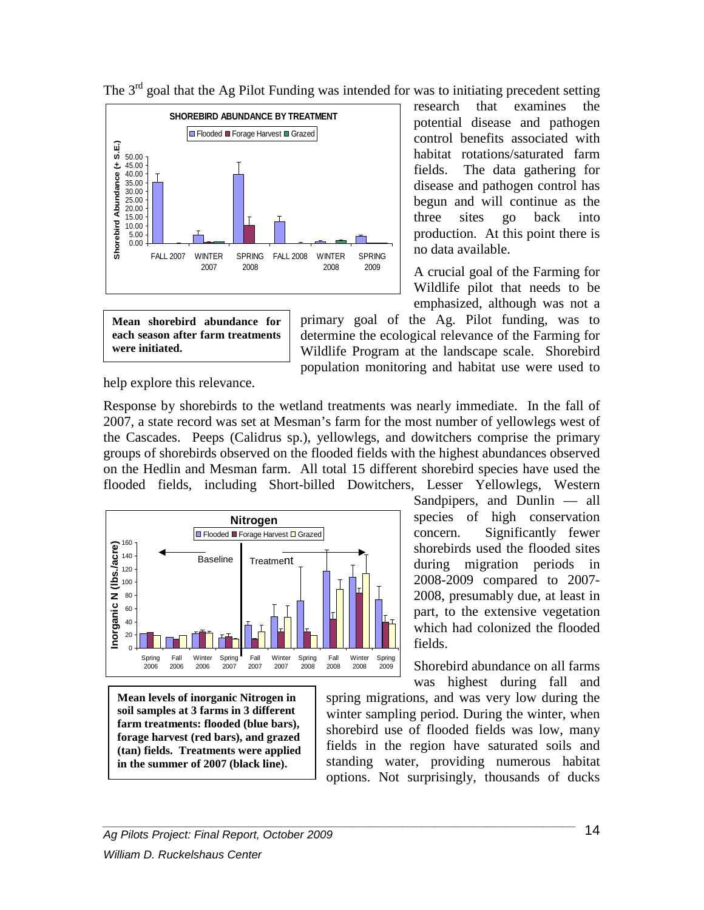The 3rd goal that the Ag Pilot Funding was intended for was to initiating precedent setting research that examines the potential disease and pathogen control benefits associated with habitat rotations/saturated farm fields. The data gathering for disease and pathogen control has begun and will continue as the three sites go back into production. At this point there is no data available.

**Mean shorebird abundance for each season after farm treatments were initiated.**

A crucial goal of the Farming for Wildlife pilot that needs to be emphasized, although was not a primary goal of the Ag. Pilot funding, was to determine the ecological relevance of the Farming for Wildlife Program at the landscape scale. Shorebird population monitoring and habitat use were used to help explore this relevance.

Response by shorebirds to the wetland treatments was nearly immediate. In the fall of 2007, a state record was set at Mesman's farm for the most number of yellowlegs west of the Cascades. Peeps (Calidrus sp.), yellowlegs, and dowitchers comprise the primary groups of shorebirds observed on the flooded fields with the highest abundances observed on the Hedlin and Mesman farm. All total 15 different shorebird species have used the flooded fields, including Short-billed Dowitchers, Lesser Yellowlegs, Western Sandpipers, and Dunlin — all species of high conservation concern. Significantly fewer shorebirds used the flooded sites during migration periods in 2008-2009 compared to 2007-2008, presumably due, at least in part, to the extensive vegetation which had colonized the flooded fields.

**Mean levels of inorganic Nitrogen in soil samples at 3 farms in 3 different farm treatments: flooded (blue bars), forage harvest (red bars), and grazed (tan) fields. Treatments were applied in the summer of 2007 (black line).**

Shorebird abundance on all farms was highest during fall and spring migrations, and was very low during the winter sampling period. During the winter, when shorebird use of flooded fields was low, many fields in the region have saturated soils and standing water, providing numerous habitat options. Not surprisingly, thousands of ducks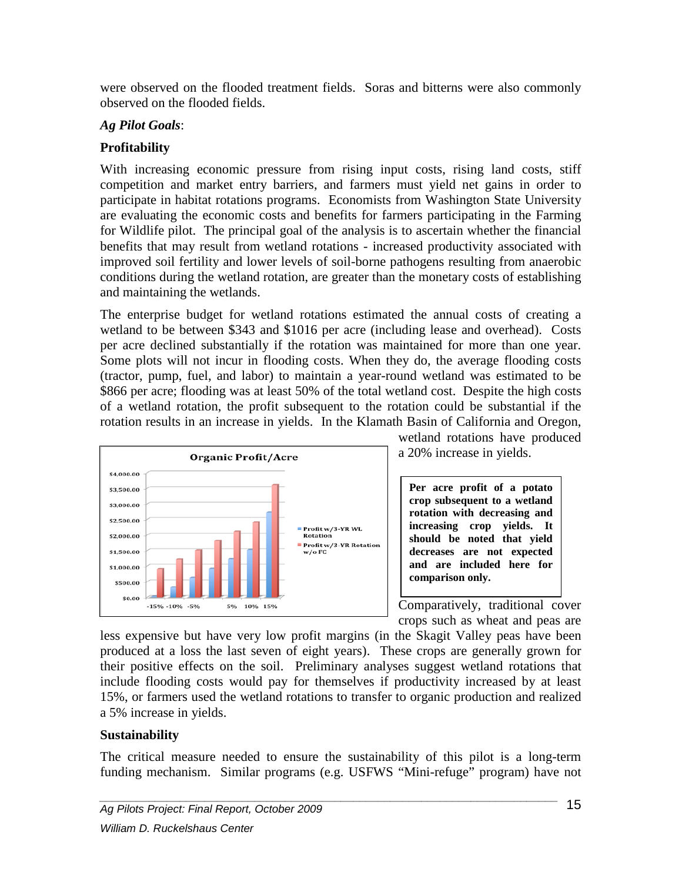were observed on the flooded treatment fields. Soras and bitterns were also commonly observed on the flooded fields.

*Ag Pilot Goals*:

**Profitability**

With increasing economic pressure from rising input costs, rising land costs, stiff competition and market entry barriers, and farmers must yield net gains in order to participate in habitat rotations programs. Economists from Washington State University are evaluating the economic costs and benefits for farmers participating in the Farming for Wildlife pilot. The principal goal of the analysis is to ascertain whether the financial benefits that may result from wetland rotations - increased productivity associated with improved soil fertility and lower levels of soil-borne pathogens resulting from anaerobic conditions during the wetland rotation, are greater than the monetary costs of establishing and maintaining the wetlands.

The enterprise budget for wetland rotations estimated the annual costs of creating a wetland to be between $343 and $1016 per acre (including lease and overhead). Costs per acre declined substantially if the rotation was maintained for more than one year. Some plots will not incur in flooding costs. When they do, the average flooding costs (tractor, pump, fuel, and labor) to maintain a year-round wetland was estimated to be $866 per acre; flooding was at least 50% of the total wetland cost. Despite the high costs of a wetland rotation, the profit subsequent to the rotation could be substantial if the rotation results in an increase in yields. In the Klamath Basin of California and Oregon, wetland rotations have produced a 20% increase in yields.

**Per acre profit of a potato crop subsequent to a wetland rotation with decreasing and increasing crop yields. It should be noted that yield decreases are not expected and are included here for comparison only.**

Comparatively, traditional cover crops such as wheat and peas are less expensive but have very low profit margins (in the Skagit Valley peas have been produced at a loss the last seven of eight years). These crops are generally grown for their positive effects on the soil. Preliminary analyses suggest wetland rotations that include flooding costs would pay for themselves if productivity increased by at least 15%, or farmers used the wetland rotations to transfer to organic production and realized a 5% increase in yields.

**Sustainability**

The critical measure needed to ensure the sustainability of this pilot is a long-term funding mechanism. Similar programs (e.g. USFWS "Mini-refuge" program) have not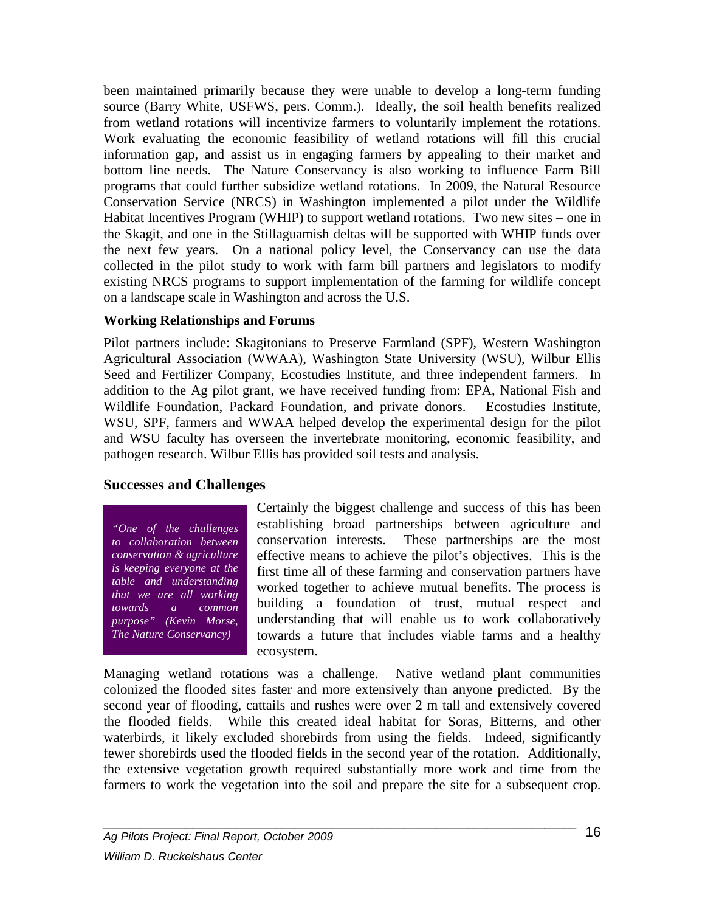been maintained primarily because they were unable to develop a long-term funding source (Barry White, USFWS, pers. Comm.). Ideally, the soil health benefits realized from wetland rotations will incentivize farmers to voluntarily implement the rotations. Work evaluating the economic feasibility of wetland rotations will fill this crucial information gap, and assist us in engaging farmers by appealing to their market and bottom line needs. The Nature Conservancy is also working to influence Farm Bill programs that could further subsidize wetland rotations. In 2009, the Natural Resource Conservation Service (NRCS) in Washington implemented a pilot under the Wildlife Habitat Incentives Program (WHIP) to support wetland rotations. Two new sites – one in the Skagit, and one in the Stillaguamish deltas will be supported with WHIP funds over the next few years. On a national policy level, the Conservancy can use the data collected in the pilot study to work with farm bill partners and legislators to modify existing NRCS programs to support implementation of the farming for wildlife concept on a landscape scale in Washington and across the U.S.

### Working Relationships and Forums

Pilot partners include: Skagitonians to Preserve Farmland (SPF), Western Washington Agricultural Association (WWAA), Washington State University (WSU), Wilbur Ellis Seed and Fertilizer Company, Ecostudies Institute, and three independent farmers. In addition to the Ag pilot grant, we have received funding from: EPA, National Fish and Wildlife Foundation, Packard Foundation, and private donors. Ecostudies Institute, WSU, SPF, farmers and WWAA helped develop the experimental design for the pilot and WSU faculty has overseen the invertebrate monitoring, economic feasibility, and pathogen research. Wilbur Ellis has provided soil tests and analysis.

## Successes and Challenges

> *"One of the challenges to collaboration between conservation & agriculture is keeping everyone at the table and understanding that we are all working towards a common purpose" (Kevin Morse, The Nature Conservancy)*

Certainly the biggest challenge and success of this has been establishing broad partnerships between agriculture and conservation interests. These partnerships are the most effective means to achieve the pilot's objectives. This is the first time all of these farming and conservation partners have worked together to achieve mutual benefits. The process is building a foundation of trust, mutual respect and understanding that will enable us to work collaboratively towards a future that includes viable farms and a healthy ecosystem.

Managing wetland rotations was a challenge. Native wetland plant communities colonized the flooded sites faster and more extensively than anyone predicted. By the second year of flooding, cattails and rushes were over 2 m tall and extensively covered the flooded fields. While this created ideal habitat for Soras, Bitterns, and other waterbirds, it likely excluded shorebirds from using the fields. Indeed, significantly fewer shorebirds used the flooded fields in the second year of the rotation. Additionally, the extensive vegetation growth required substantially more work and time from the farmers to work the vegetation into the soil and prepare the site for a subsequent crop.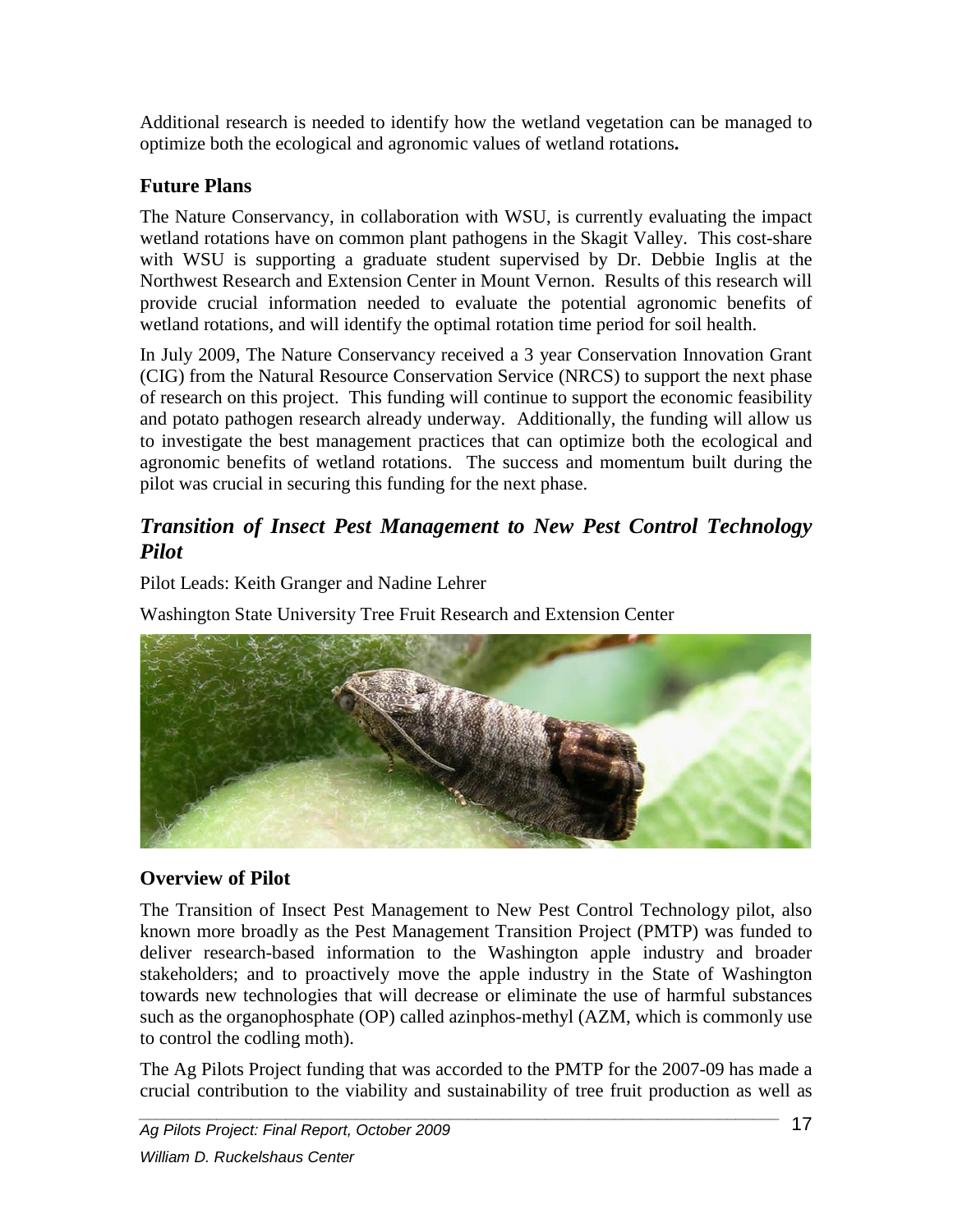Additional research is needed to identify how the wetland vegetation can be managed to optimize both the ecological and agronomic values of wetland rotations**.**

### Future Plans

The Nature Conservancy, in collaboration with WSU, is currently evaluating the impact wetland rotations have on common plant pathogens in the Skagit Valley. This cost-share with WSU is supporting a graduate student supervised by Dr. Debbie Inglis at the Northwest Research and Extension Center in Mount Vernon. Results of this research will provide crucial information needed to evaluate the potential agronomic benefits of wetland rotations, and will identify the optimal rotation time period for soil health.

In July 2009, The Nature Conservancy received a 3 year Conservation Innovation Grant (CIG) from the Natural Resource Conservation Service (NRCS) to support the next phase of research on this project. This funding will continue to support the economic feasibility and potato pathogen research already underway. Additionally, the funding will allow us to investigate the best management practices that can optimize both the ecological and agronomic benefits of wetland rotations. The success and momentum built during the pilot was crucial in securing this funding for the next phase.

## *Transition of Insect Pest Management to New Pest Control Technology Pilot*

Pilot Leads: Keith Granger and Nadine Lehrer

Washington State University Tree Fruit Research and Extension Center

### Overview of Pilot

The Transition of Insect Pest Management to New Pest Control Technology pilot, also known more broadly as the Pest Management Transition Project (PMTP) was funded to deliver research-based information to the Washington apple industry and broader stakeholders; and to proactively move the apple industry in the State of Washington towards new technologies that will decrease or eliminate the use of harmful substances such as the organophosphate (OP) called azinphos-methyl (AZM, which is commonly use to control the codling moth).

The Ag Pilots Project funding that was accorded to the PMTP for the 2007-09 has made a crucial contribution to the viability and sustainability of tree fruit production as well as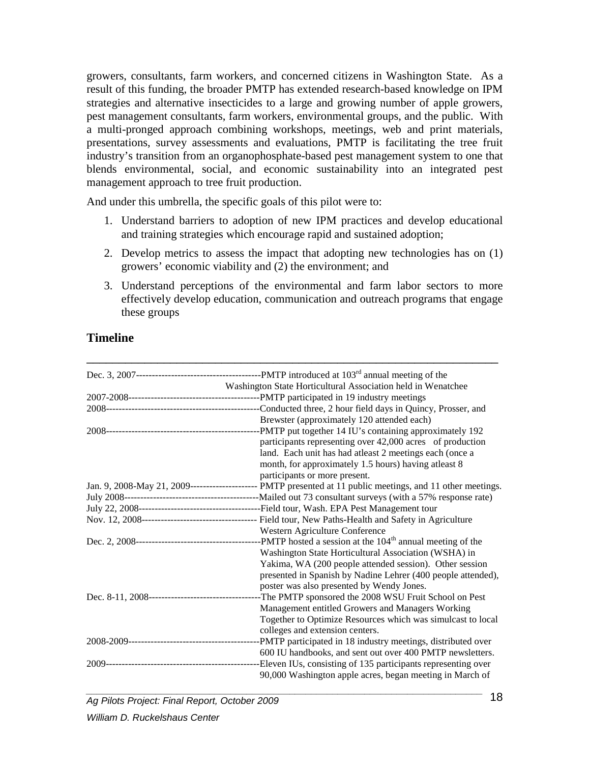growers, consultants, farm workers, and concerned citizens in Washington State. As a result of this funding, the broader PMTP has extended research-based knowledge on IPM strategies and alternative insecticides to a large and growing number of apple growers, pest management consultants, farm workers, environmental groups, and the public. With a multi-pronged approach combining workshops, meetings, web and print materials, presentations, survey assessments and evaluations, PMTP is facilitating the tree fruit industry's transition from an organophosphate-based pest management system to one that blends environmental, social, and economic sustainability into an integrated pest management approach to tree fruit production.

And under this umbrella, the specific goals of this pilot were to:

1. Understand barriers to adoption of new IPM practices and develop educational and training strategies which encourage rapid and sustained adoption;
2. Develop metrics to assess the impact that adopting new technologies has on (1) growers' economic viability and (2) the environment; and
3. Understand perceptions of the environmental and farm labor sectors to more effectively develop education, communication and outreach programs that engage these groups

## Timeline

| | |
|---|---|
| Dec. 3, 2007 | PMTP introduced at 103rd annual meeting of the Washington State Horticultural Association held in Wenatchee |
| 2007-2008 | PMTP participated in 19 industry meetings |
| 2008 | Conducted three, 2 hour field days in Quincy, Prosser, and Brewster (approximately 120 attended each) |
| 2008 | PMTP put together 14 IU's containing approximately 192 participants representing over 42,000 acres of production land. Each unit has had atleast 2 meetings each (once a month, for approximately 1.5 hours) having atleast 8 participants or more present. |
| Jan. 9, 2008-May 21, 2009 | PMTP presented at 11 public meetings, and 11 other meetings. |
| July 2008 | Mailed out 73 consultant surveys (with a 57% response rate) |
| July 22, 2008 | Field tour, Wash. EPA Pest Management tour |
| Nov. 12, 2008 | Field tour, New Paths-Health and Safety in Agriculture Western Agriculture Conference |
| Dec. 2, 2008 | PMTP hosted a session at the 104th annual meeting of the Washington State Horticultural Association (WSHA) in Yakima, WA (200 people attended session). Other session presented in Spanish by Nadine Lehrer (400 people attended), poster was also presented by Wendy Jones. |
| Dec. 8-11, 2008 | The PMTP sponsored the 2008 WSU Fruit School on Pest Management entitled Growers and Managers Working Together to Optimize Resources which was simulcast to local colleges and extension centers. |
| 2008-2009 | PMTP participated in 18 industry meetings, distributed over 600 IU handbooks, and sent out over 400 PMTP newsletters. |
| 2009 | Eleven IUs, consisting of 135 participants representing over 90,000 Washington apple acres, began meeting in March of |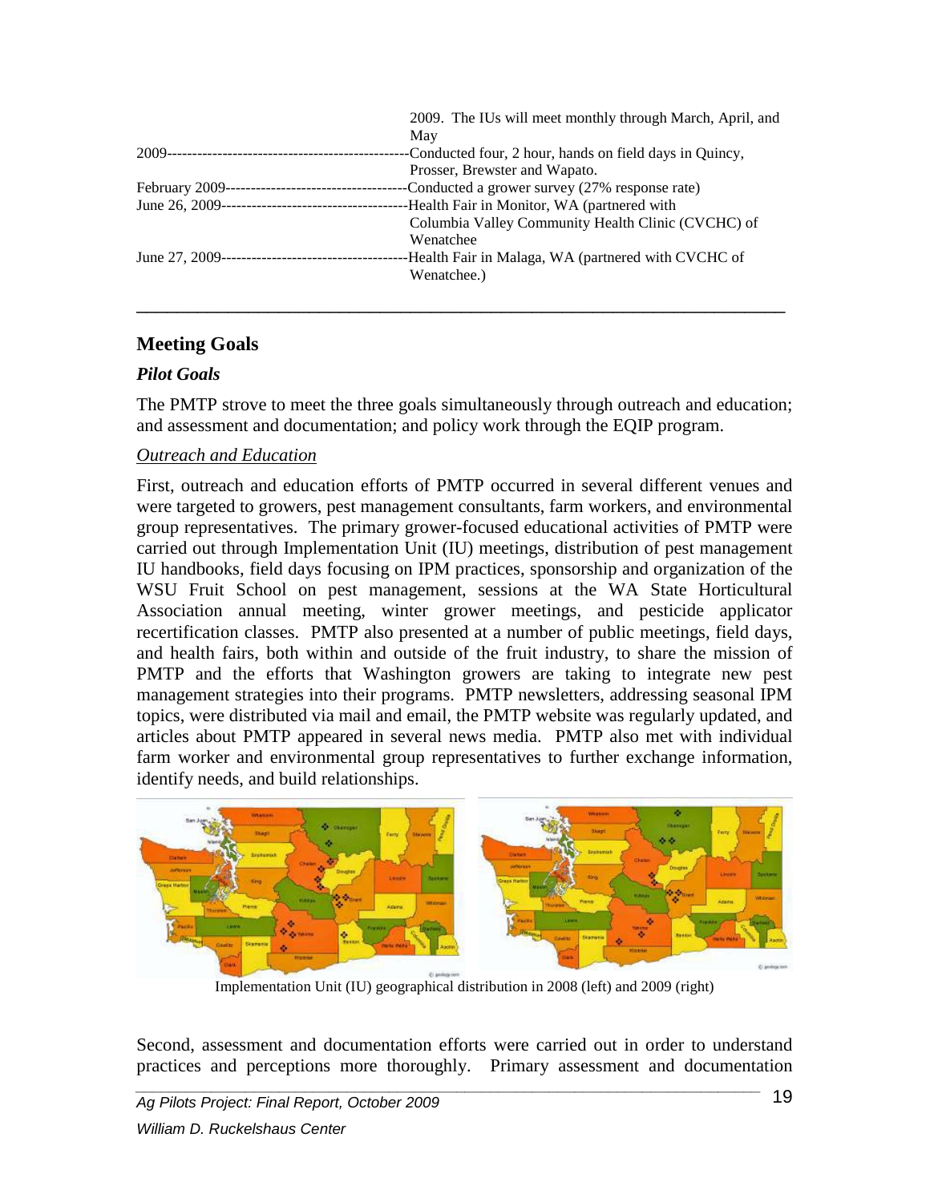| | |
|---|---|
| | 2009. The IUs will meet monthly through March, April, and May |
| 2009 | Conducted four, 2 hour, hands on field days in Quincy, Prosser, Brewster and Wapato. |
| February 2009 | Conducted a grower survey (27% response rate) |
| June 26, 2009 | Health Fair in Monitor, WA (partnered with Columbia Valley Community Health Clinic (CVCHC) of Wenatchee |
| June 27, 2009 | Health Fair in Malaga, WA (partnered with CVCHC of Wenatchee.) |

## Meeting Goals

### *Pilot Goals*

The PMTP strove to meet the three goals simultaneously through outreach and education; and assessment and documentation; and policy work through the EQIP program.

*Outreach and Education*

First, outreach and education efforts of PMTP occurred in several different venues and were targeted to growers, pest management consultants, farm workers, and environmental group representatives. The primary grower-focused educational activities of PMTP were carried out through Implementation Unit (IU) meetings, distribution of pest management IU handbooks, field days focusing on IPM practices, sponsorship and organization of the WSU Fruit School on pest management, sessions at the WA State Horticultural Association annual meeting, winter grower meetings, and pesticide applicator recertification classes. PMTP also presented at a number of public meetings, field days, and health fairs, both within and outside of the fruit industry, to share the mission of PMTP and the efforts that Washington growers are taking to integrate new pest management strategies into their programs. PMTP newsletters, addressing seasonal IPM topics, were distributed via mail and email, the PMTP website was regularly updated, and articles about PMTP appeared in several news media. PMTP also met with individual farm worker and environmental group representatives to further exchange information, identify needs, and build relationships.

Implementation Unit (IU) geographical distribution in 2008 (left) and 2009 (right)

Second, assessment and documentation efforts were carried out in order to understand practices and perceptions more thoroughly. Primary assessment and documentation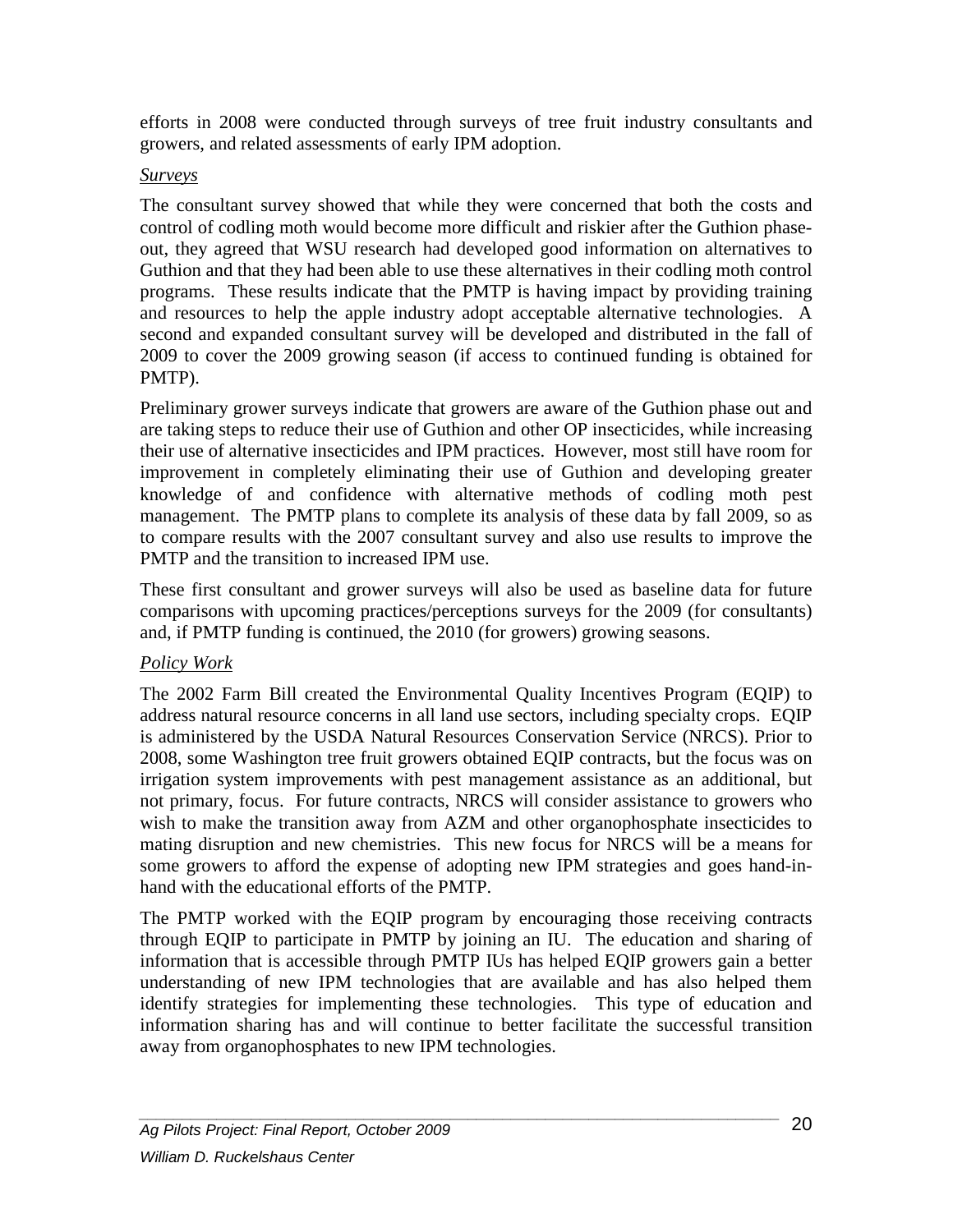efforts in 2008 were conducted through surveys of tree fruit industry consultants and growers, and related assessments of early IPM adoption.

*Surveys*

The consultant survey showed that while they were concerned that both the costs and control of codling moth would become more difficult and riskier after the Guthion phase-out, they agreed that WSU research had developed good information on alternatives to Guthion and that they had been able to use these alternatives in their codling moth control programs. These results indicate that the PMTP is having impact by providing training and resources to help the apple industry adopt acceptable alternative technologies. A second and expanded consultant survey will be developed and distributed in the fall of 2009 to cover the 2009 growing season (if access to continued funding is obtained for PMTP).

Preliminary grower surveys indicate that growers are aware of the Guthion phase out and are taking steps to reduce their use of Guthion and other OP insecticides, while increasing their use of alternative insecticides and IPM practices. However, most still have room for improvement in completely eliminating their use of Guthion and developing greater knowledge of and confidence with alternative methods of codling moth pest management. The PMTP plans to complete its analysis of these data by fall 2009, so as to compare results with the 2007 consultant survey and also use results to improve the PMTP and the transition to increased IPM use.

These first consultant and grower surveys will also be used as baseline data for future comparisons with upcoming practices/perceptions surveys for the 2009 (for consultants) and, if PMTP funding is continued, the 2010 (for growers) growing seasons.

*Policy Work*

The 2002 Farm Bill created the Environmental Quality Incentives Program (EQIP) to address natural resource concerns in all land use sectors, including specialty crops. EQIP is administered by the USDA Natural Resources Conservation Service (NRCS). Prior to 2008, some Washington tree fruit growers obtained EQIP contracts, but the focus was on irrigation system improvements with pest management assistance as an additional, but not primary, focus. For future contracts, NRCS will consider assistance to growers who wish to make the transition away from AZM and other organophosphate insecticides to mating disruption and new chemistries. This new focus for NRCS will be a means for some growers to afford the expense of adopting new IPM strategies and goes hand-in-hand with the educational efforts of the PMTP.

The PMTP worked with the EQIP program by encouraging those receiving contracts through EQIP to participate in PMTP by joining an IU. The education and sharing of information that is accessible through PMTP IUs has helped EQIP growers gain a better understanding of new IPM technologies that are available and has also helped them identify strategies for implementing these technologies. This type of education and information sharing has and will continue to better facilitate the successful transition away from organophosphates to new IPM technologies.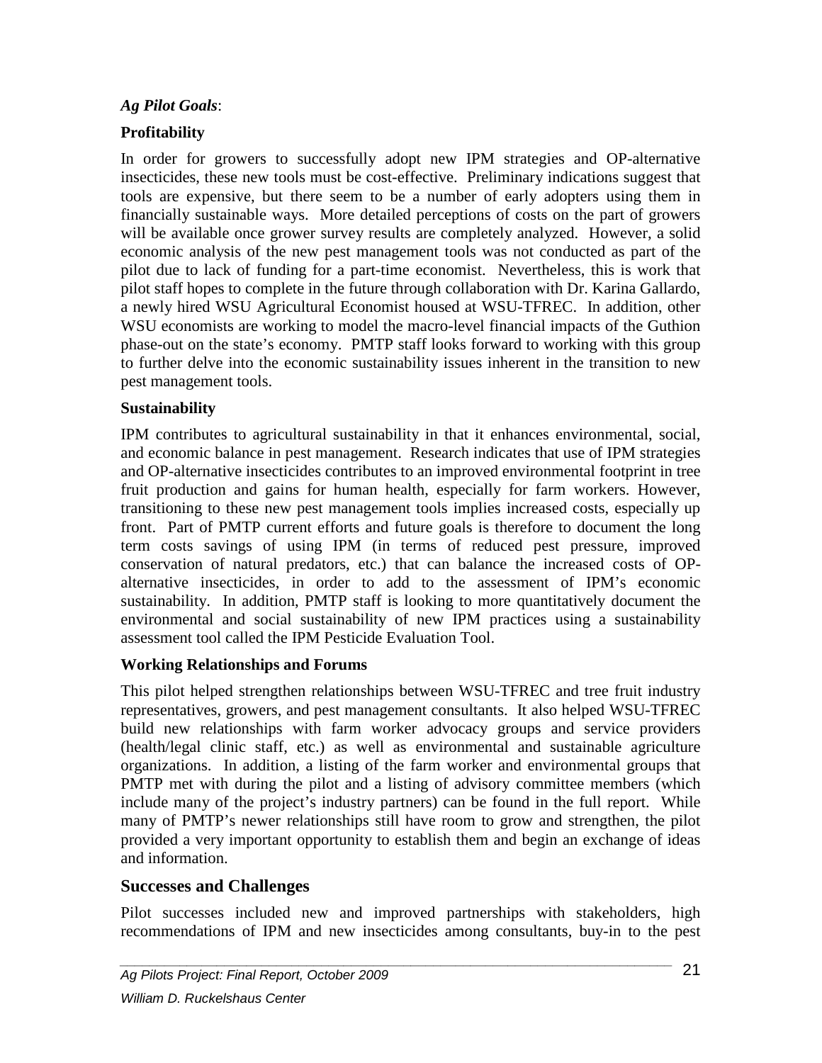*Ag Pilot Goals*:

**Profitability**

In order for growers to successfully adopt new IPM strategies and OP-alternative insecticides, these new tools must be cost-effective. Preliminary indications suggest that tools are expensive, but there seem to be a number of early adopters using them in financially sustainable ways. More detailed perceptions of costs on the part of growers will be available once grower survey results are completely analyzed. However, a solid economic analysis of the new pest management tools was not conducted as part of the pilot due to lack of funding for a part-time economist. Nevertheless, this is work that pilot staff hopes to complete in the future through collaboration with Dr. Karina Gallardo, a newly hired WSU Agricultural Economist housed at WSU-TFREC. In addition, other WSU economists are working to model the macro-level financial impacts of the Guthion phase-out on the state's economy. PMTP staff looks forward to working with this group to further delve into the economic sustainability issues inherent in the transition to new pest management tools.

**Sustainability**

IPM contributes to agricultural sustainability in that it enhances environmental, social, and economic balance in pest management. Research indicates that use of IPM strategies and OP-alternative insecticides contributes to an improved environmental footprint in tree fruit production and gains for human health, especially for farm workers. However, transitioning to these new pest management tools implies increased costs, especially up front. Part of PMTP current efforts and future goals is therefore to document the long term costs savings of using IPM (in terms of reduced pest pressure, improved conservation of natural predators, etc.) that can balance the increased costs of OP-alternative insecticides, in order to add to the assessment of IPM's economic sustainability. In addition, PMTP staff is looking to more quantitatively document the environmental and social sustainability of new IPM practices using a sustainability assessment tool called the IPM Pesticide Evaluation Tool.

**Working Relationships and Forums**

This pilot helped strengthen relationships between WSU-TFREC and tree fruit industry representatives, growers, and pest management consultants. It also helped WSU-TFREC build new relationships with farm worker advocacy groups and service providers (health/legal clinic staff, etc.) as well as environmental and sustainable agriculture organizations. In addition, a listing of the farm worker and environmental groups that PMTP met with during the pilot and a listing of advisory committee members (which include many of the project's industry partners) can be found in the full report. While many of PMTP's newer relationships still have room to grow and strengthen, the pilot provided a very important opportunity to establish them and begin an exchange of ideas and information.

## Successes and Challenges

Pilot successes included new and improved partnerships with stakeholders, high recommendations of IPM and new insecticides among consultants, buy-in to the pest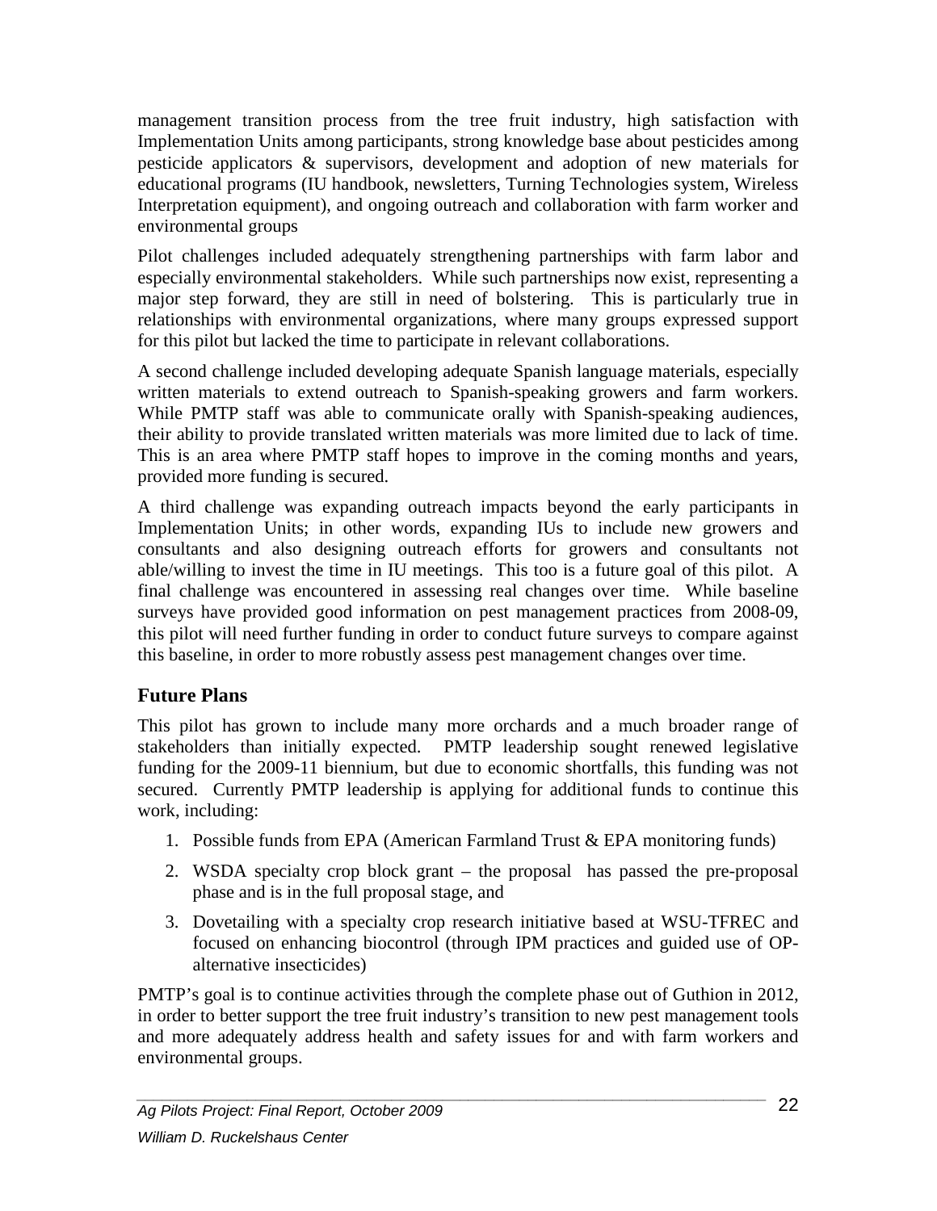management transition process from the tree fruit industry, high satisfaction with Implementation Units among participants, strong knowledge base about pesticides among pesticide applicators & supervisors, development and adoption of new materials for educational programs (IU handbook, newsletters, Turning Technologies system, Wireless Interpretation equipment), and ongoing outreach and collaboration with farm worker and environmental groups

Pilot challenges included adequately strengthening partnerships with farm labor and especially environmental stakeholders. While such partnerships now exist, representing a major step forward, they are still in need of bolstering. This is particularly true in relationships with environmental organizations, where many groups expressed support for this pilot but lacked the time to participate in relevant collaborations.

A second challenge included developing adequate Spanish language materials, especially written materials to extend outreach to Spanish-speaking growers and farm workers. While PMTP staff was able to communicate orally with Spanish-speaking audiences, their ability to provide translated written materials was more limited due to lack of time. This is an area where PMTP staff hopes to improve in the coming months and years, provided more funding is secured.

A third challenge was expanding outreach impacts beyond the early participants in Implementation Units; in other words, expanding IUs to include new growers and consultants and also designing outreach efforts for growers and consultants not able/willing to invest the time in IU meetings. This too is a future goal of this pilot. A final challenge was encountered in assessing real changes over time. While baseline surveys have provided good information on pest management practices from 2008-09, this pilot will need further funding in order to conduct future surveys to compare against this baseline, in order to more robustly assess pest management changes over time.

## Future Plans

This pilot has grown to include many more orchards and a much broader range of stakeholders than initially expected. PMTP leadership sought renewed legislative funding for the 2009-11 biennium, but due to economic shortfalls, this funding was not secured. Currently PMTP leadership is applying for additional funds to continue this work, including:

1. Possible funds from EPA (American Farmland Trust & EPA monitoring funds)
2. WSDA specialty crop block grant – the proposal has passed the pre-proposal phase and is in the full proposal stage, and
3. Dovetailing with a specialty crop research initiative based at WSU-TFREC and focused on enhancing biocontrol (through IPM practices and guided use of OP-alternative insecticides)

PMTP's goal is to continue activities through the complete phase out of Guthion in 2012, in order to better support the tree fruit industry's transition to new pest management tools and more adequately address health and safety issues for and with farm workers and environmental groups.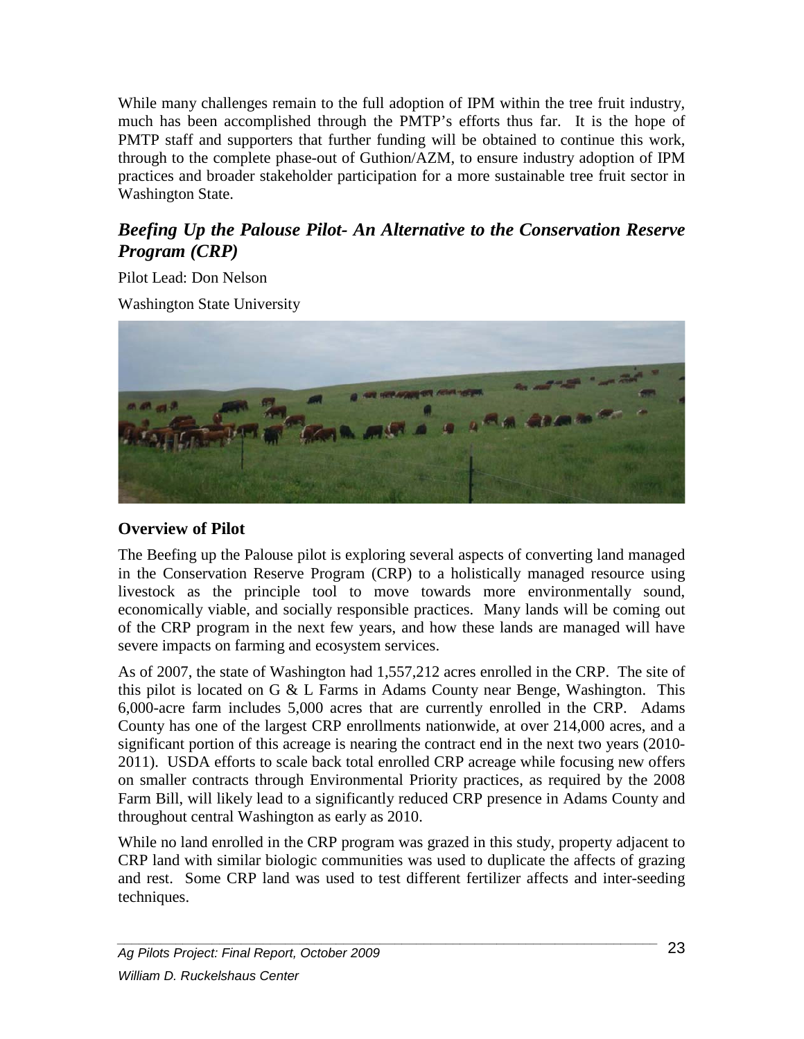While many challenges remain to the full adoption of IPM within the tree fruit industry, much has been accomplished through the PMTP's efforts thus far. It is the hope of PMTP staff and supporters that further funding will be obtained to continue this work, through to the complete phase-out of Guthion/AZM, to ensure industry adoption of IPM practices and broader stakeholder participation for a more sustainable tree fruit sector in Washington State.

## *Beefing Up the Palouse Pilot- An Alternative to the Conservation Reserve Program (CRP)*

Pilot Lead: Don Nelson

Washington State University

### Overview of Pilot

The Beefing up the Palouse pilot is exploring several aspects of converting land managed in the Conservation Reserve Program (CRP) to a holistically managed resource using livestock as the principle tool to move towards more environmentally sound, economically viable, and socially responsible practices. Many lands will be coming out of the CRP program in the next few years, and how these lands are managed will have severe impacts on farming and ecosystem services.

As of 2007, the state of Washington had 1,557,212 acres enrolled in the CRP. The site of this pilot is located on G & L Farms in Adams County near Benge, Washington. This 6,000-acre farm includes 5,000 acres that are currently enrolled in the CRP. Adams County has one of the largest CRP enrollments nationwide, at over 214,000 acres, and a significant portion of this acreage is nearing the contract end in the next two years (2010-2011). USDA efforts to scale back total enrolled CRP acreage while focusing new offers on smaller contracts through Environmental Priority practices, as required by the 2008 Farm Bill, will likely lead to a significantly reduced CRP presence in Adams County and throughout central Washington as early as 2010.

While no land enrolled in the CRP program was grazed in this study, property adjacent to CRP land with similar biologic communities was used to duplicate the affects of grazing and rest. Some CRP land was used to test different fertilizer affects and inter-seeding techniques.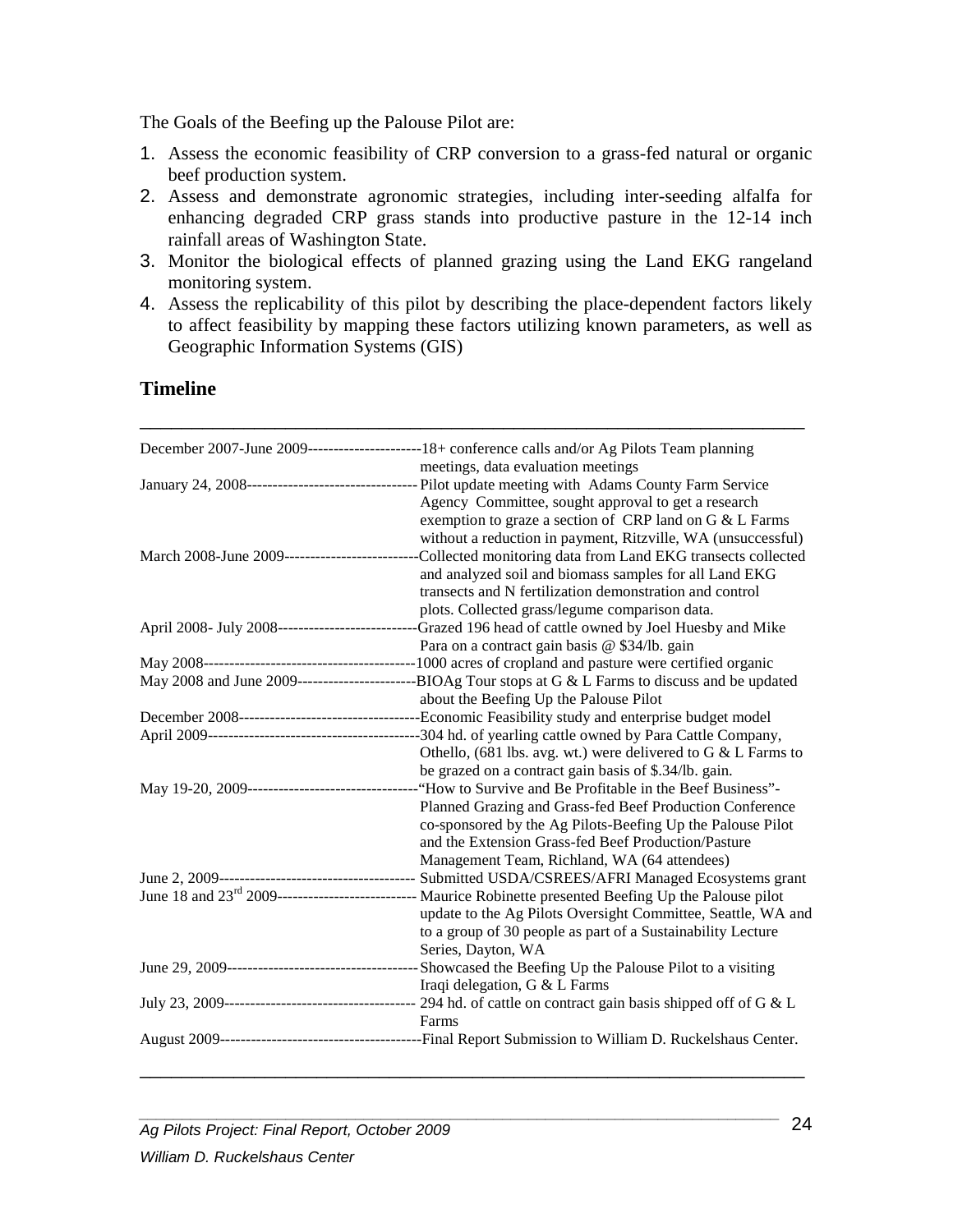The Goals of the Beefing up the Palouse Pilot are:

1. Assess the economic feasibility of CRP conversion to a grass-fed natural or organic beef production system.
2. Assess and demonstrate agronomic strategies, including inter-seeding alfalfa for enhancing degraded CRP grass stands into productive pasture in the 12-14 inch rainfall areas of Washington State.
3. Monitor the biological effects of planned grazing using the Land EKG rangeland monitoring system.
4. Assess the replicability of this pilot by describing the place-dependent factors likely to affect feasibility by mapping these factors utilizing known parameters, as well as Geographic Information Systems (GIS)

## Timeline

| Date | Activity |
|---|---|
| December 2007-June 2009 | 18+ conference calls and/or Ag Pilots Team planning meetings, data evaluation meetings |
| January 24, 2008 | Pilot update meeting with Adams County Farm Service Agency Committee, sought approval to get a research exemption to graze a section of CRP land on G & L Farms without a reduction in payment, Ritzville, WA (unsuccessful) |
| March 2008-June 2009 | Collected monitoring data from Land EKG transects collected and analyzed soil and biomass samples for all Land EKG transects and N fertilization demonstration and control plots. Collected grass/legume comparison data. |
| April 2008- July 2008 | Grazed 196 head of cattle owned by Joel Huesby and Mike Para on a contract gain basis @ $34/lb. gain |
| May 2008 | 1000 acres of cropland and pasture were certified organic |
| May 2008 and June 2009 | BIOAg Tour stops at G & L Farms to discuss and be updated about the Beefing Up the Palouse Pilot |
| December 2008 | Economic Feasibility study and enterprise budget model |
| April 2009 | 304 hd. of yearling cattle owned by Para Cattle Company, Othello, (681 lbs. avg. wt.) were delivered to G & L Farms to be grazed on a contract gain basis of $.34/lb. gain. |
| May 19-20, 2009 | "How to Survive and Be Profitable in the Beef Business"- Planned Grazing and Grass-fed Beef Production Conference co-sponsored by the Ag Pilots-Beefing Up the Palouse Pilot and the Extension Grass-fed Beef Production/Pasture Management Team, Richland, WA (64 attendees) |
| June 2, 2009 | Submitted USDA/CSREES/AFRI Managed Ecosystems grant |
| June 18 and 23rd 2009 | Maurice Robinette presented Beefing Up the Palouse pilot update to the Ag Pilots Oversight Committee, Seattle, WA and to a group of 30 people as part of a Sustainability Lecture Series, Dayton, WA |
| June 29, 2009 | Showcased the Beefing Up the Palouse Pilot to a visiting Iraqi delegation, G & L Farms |
| July 23, 2009 | 294 hd. of cattle on contract gain basis shipped off of G & L Farms |
| August 2009 | Final Report Submission to William D. Ruckelshaus Center. |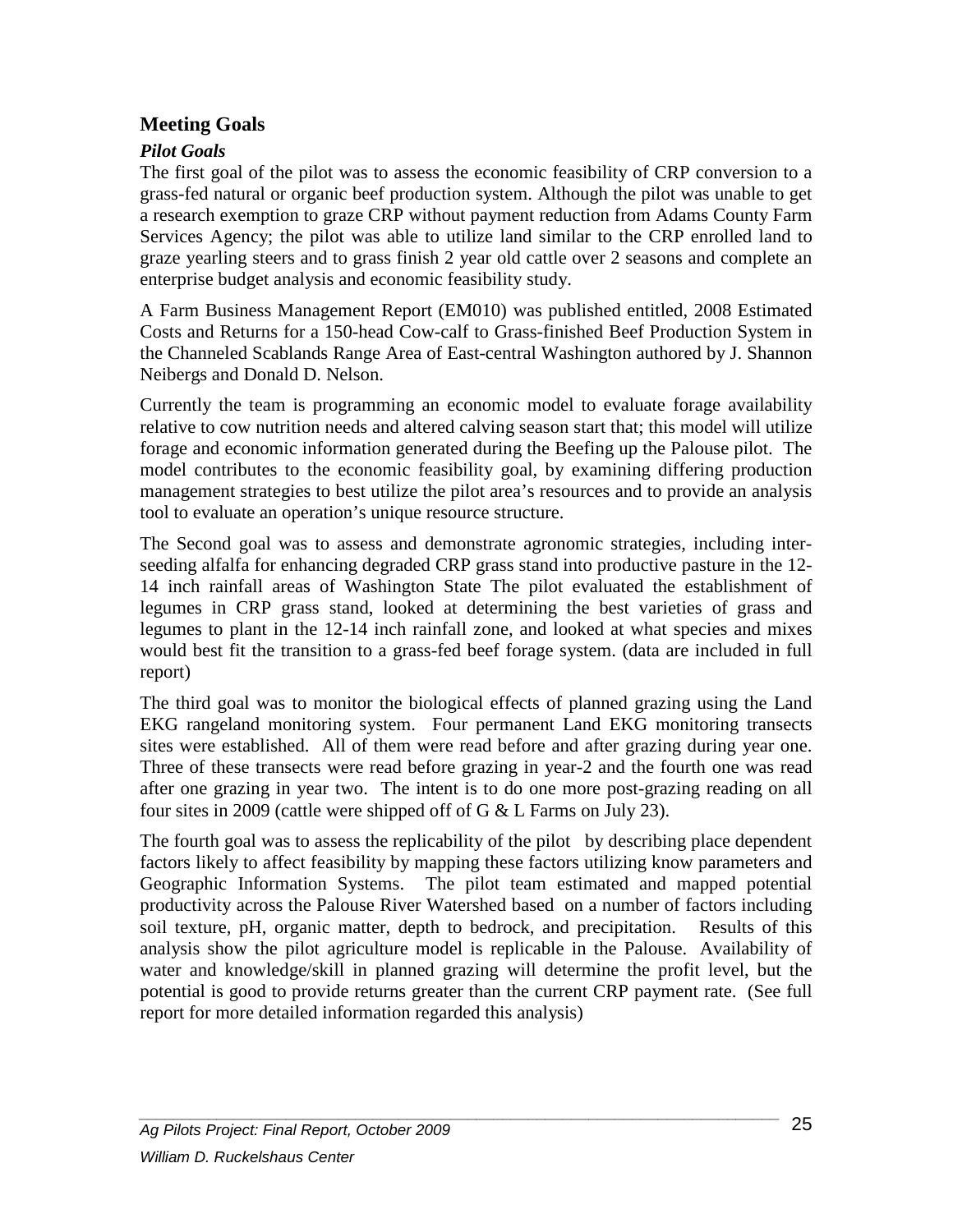## Meeting Goals

### *Pilot Goals*

The first goal of the pilot was to assess the economic feasibility of CRP conversion to a grass-fed natural or organic beef production system. Although the pilot was unable to get a research exemption to graze CRP without payment reduction from Adams County Farm Services Agency; the pilot was able to utilize land similar to the CRP enrolled land to graze yearling steers and to grass finish 2 year old cattle over 2 seasons and complete an enterprise budget analysis and economic feasibility study.

A Farm Business Management Report (EM010) was published entitled, 2008 Estimated Costs and Returns for a 150-head Cow-calf to Grass-finished Beef Production System in the Channeled Scablands Range Area of East-central Washington authored by J. Shannon Neibergs and Donald D. Nelson.

Currently the team is programming an economic model to evaluate forage availability relative to cow nutrition needs and altered calving season start that; this model will utilize forage and economic information generated during the Beefing up the Palouse pilot. The model contributes to the economic feasibility goal, by examining differing production management strategies to best utilize the pilot area's resources and to provide an analysis tool to evaluate an operation's unique resource structure.

The Second goal was to assess and demonstrate agronomic strategies, including inter-seeding alfalfa for enhancing degraded CRP grass stand into productive pasture in the 12-14 inch rainfall areas of Washington State The pilot evaluated the establishment of legumes in CRP grass stand, looked at determining the best varieties of grass and legumes to plant in the 12-14 inch rainfall zone, and looked at what species and mixes would best fit the transition to a grass-fed beef forage system. (data are included in full report)

The third goal was to monitor the biological effects of planned grazing using the Land EKG rangeland monitoring system. Four permanent Land EKG monitoring transects sites were established. All of them were read before and after grazing during year one. Three of these transects were read before grazing in year-2 and the fourth one was read after one grazing in year two. The intent is to do one more post-grazing reading on all four sites in 2009 (cattle were shipped off of G & L Farms on July 23).

The fourth goal was to assess the replicability of the pilot by describing place dependent factors likely to affect feasibility by mapping these factors utilizing know parameters and Geographic Information Systems. The pilot team estimated and mapped potential productivity across the Palouse River Watershed based on a number of factors including soil texture, pH, organic matter, depth to bedrock, and precipitation. Results of this analysis show the pilot agriculture model is replicable in the Palouse. Availability of water and knowledge/skill in planned grazing will determine the profit level, but the potential is good to provide returns greater than the current CRP payment rate. (See full report for more detailed information regarded this analysis)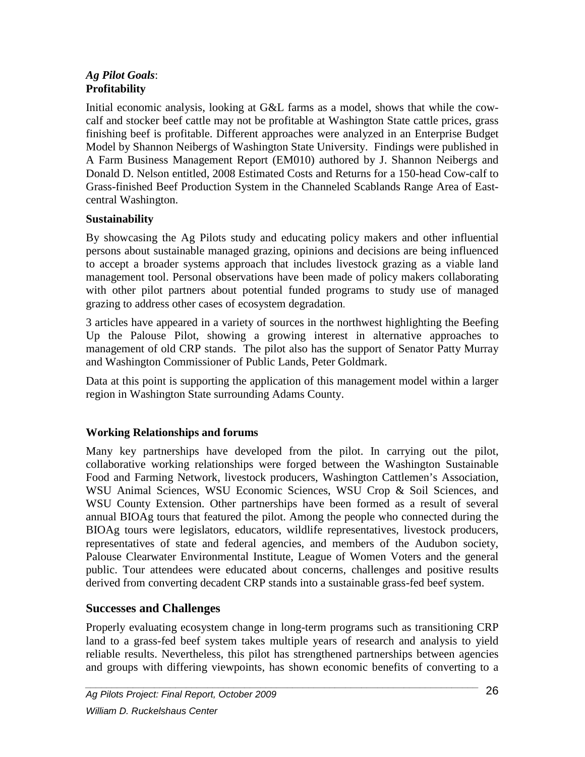*Ag Pilot Goals*:
**Profitability**

Initial economic analysis, looking at G&L farms as a model, shows that while the cow-calf and stocker beef cattle may not be profitable at Washington State cattle prices, grass finishing beef is profitable. Different approaches were analyzed in an Enterprise Budget Model by Shannon Neibergs of Washington State University. Findings were published in A Farm Business Management Report (EM010) authored by J. Shannon Neibergs and Donald D. Nelson entitled, 2008 Estimated Costs and Returns for a 150-head Cow-calf to Grass-finished Beef Production System in the Channeled Scablands Range Area of East-central Washington.

**Sustainability**

By showcasing the Ag Pilots study and educating policy makers and other influential persons about sustainable managed grazing, opinions and decisions are being influenced to accept a broader systems approach that includes livestock grazing as a viable land management tool. Personal observations have been made of policy makers collaborating with other pilot partners about potential funded programs to study use of managed grazing to address other cases of ecosystem degradation.

3 articles have appeared in a variety of sources in the northwest highlighting the Beefing Up the Palouse Pilot, showing a growing interest in alternative approaches to management of old CRP stands. The pilot also has the support of Senator Patty Murray and Washington Commissioner of Public Lands, Peter Goldmark.

Data at this point is supporting the application of this management model within a larger region in Washington State surrounding Adams County.

**Working Relationships and forums**

Many key partnerships have developed from the pilot. In carrying out the pilot, collaborative working relationships were forged between the Washington Sustainable Food and Farming Network, livestock producers, Washington Cattlemen's Association, WSU Animal Sciences, WSU Economic Sciences, WSU Crop & Soil Sciences, and WSU County Extension. Other partnerships have been formed as a result of several annual BIOAg tours that featured the pilot. Among the people who connected during the BIOAg tours were legislators, educators, wildlife representatives, livestock producers, representatives of state and federal agencies, and members of the Audubon society, Palouse Clearwater Environmental Institute, League of Women Voters and the general public. Tour attendees were educated about concerns, challenges and positive results derived from converting decadent CRP stands into a sustainable grass-fed beef system.

## Successes and Challenges

Properly evaluating ecosystem change in long-term programs such as transitioning CRP land to a grass-fed beef system takes multiple years of research and analysis to yield reliable results. Nevertheless, this pilot has strengthened partnerships between agencies and groups with differing viewpoints, has shown economic benefits of converting to a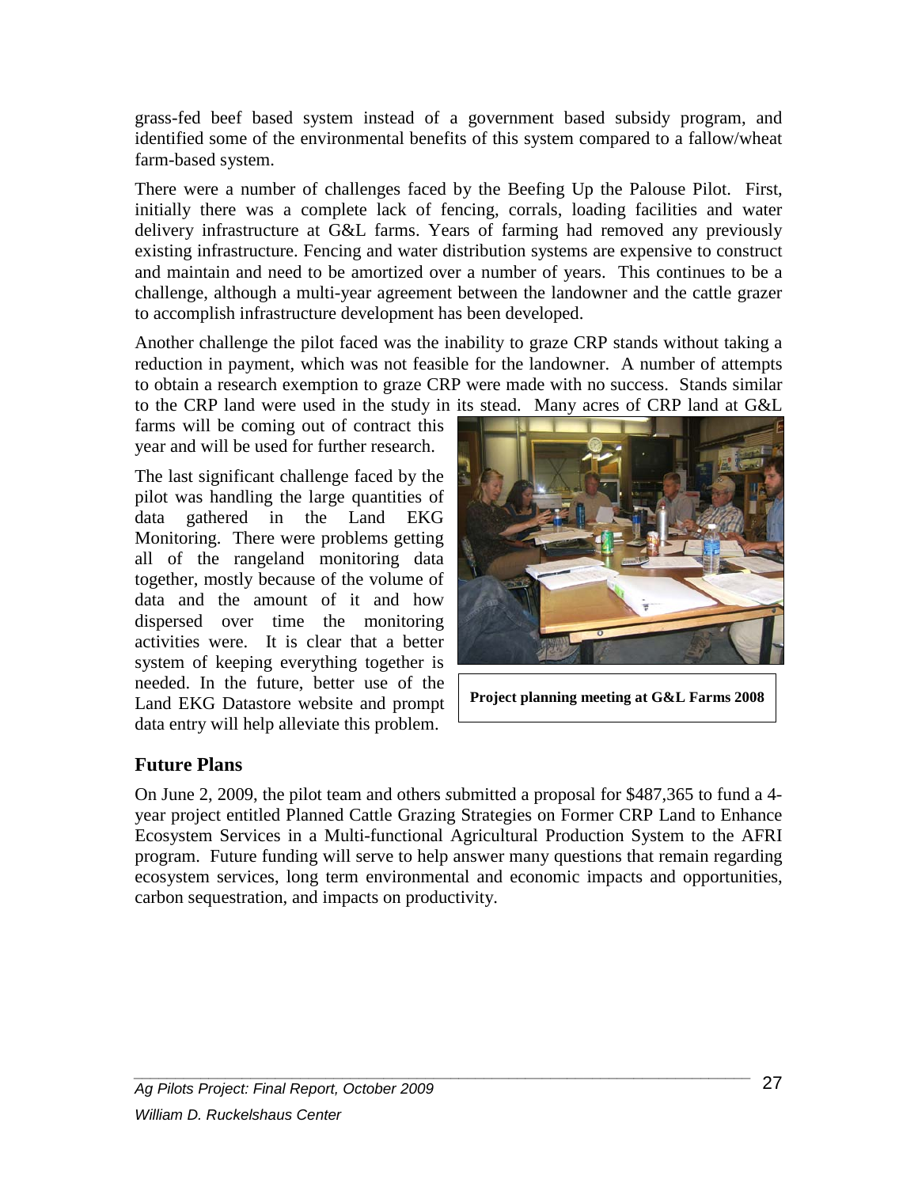grass-fed beef based system instead of a government based subsidy program, and identified some of the environmental benefits of this system compared to a fallow/wheat farm-based system.

There were a number of challenges faced by the Beefing Up the Palouse Pilot. First, initially there was a complete lack of fencing, corrals, loading facilities and water delivery infrastructure at G&L farms. Years of farming had removed any previously existing infrastructure. Fencing and water distribution systems are expensive to construct and maintain and need to be amortized over a number of years. This continues to be a challenge, although a multi-year agreement between the landowner and the cattle grazer to accomplish infrastructure development has been developed.

Another challenge the pilot faced was the inability to graze CRP stands without taking a reduction in payment, which was not feasible for the landowner. A number of attempts to obtain a research exemption to graze CRP were made with no success. Stands similar to the CRP land were used in the study in its stead. Many acres of CRP land at G&L farms will be coming out of contract this year and will be used for further research.

The last significant challenge faced by the pilot was handling the large quantities of data gathered in the Land EKG Monitoring. There were problems getting all of the rangeland monitoring data together, mostly because of the volume of data and the amount of it and how dispersed over time the monitoring activities were. It is clear that a better system of keeping everything together is needed. In the future, better use of the Land EKG Datastore website and prompt data entry will help alleviate this problem.

**Project planning meeting at G&L Farms 2008**

## Future Plans

On June 2, 2009, the pilot team and others submitted a proposal for $487,365 to fund a 4-year project entitled Planned Cattle Grazing Strategies on Former CRP Land to Enhance Ecosystem Services in a Multi-functional Agricultural Production System to the AFRI program. Future funding will serve to help answer many questions that remain regarding ecosystem services, long term environmental and economic impacts and opportunities, carbon sequestration, and impacts on productivity.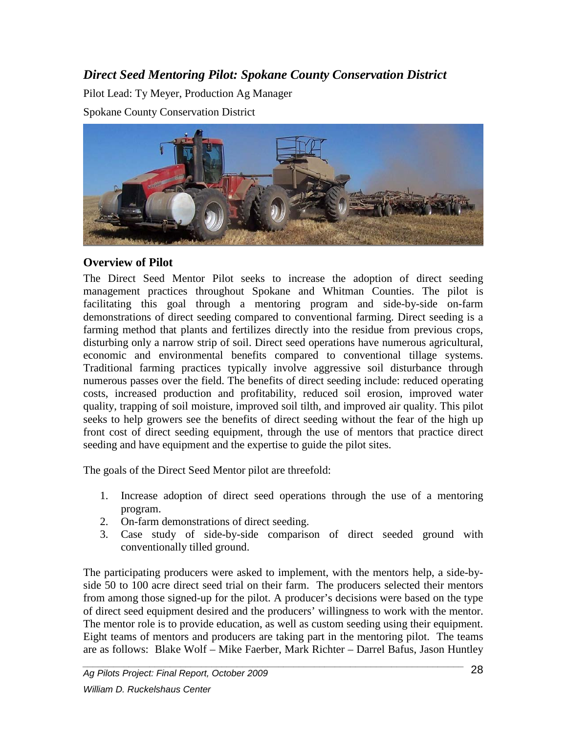## *Direct Seed Mentoring Pilot: Spokane County Conservation District*

Pilot Lead: Ty Meyer, Production Ag Manager

Spokane County Conservation District

### Overview of Pilot

The Direct Seed Mentor Pilot seeks to increase the adoption of direct seeding management practices throughout Spokane and Whitman Counties. The pilot is facilitating this goal through a mentoring program and side-by-side on-farm demonstrations of direct seeding compared to conventional farming. Direct seeding is a farming method that plants and fertilizes directly into the residue from previous crops, disturbing only a narrow strip of soil. Direct seed operations have numerous agricultural, economic and environmental benefits compared to conventional tillage systems. Traditional farming practices typically involve aggressive soil disturbance through numerous passes over the field. The benefits of direct seeding include: reduced operating costs, increased production and profitability, reduced soil erosion, improved water quality, trapping of soil moisture, improved soil tilth, and improved air quality. This pilot seeks to help growers see the benefits of direct seeding without the fear of the high up front cost of direct seeding equipment, through the use of mentors that practice direct seeding and have equipment and the expertise to guide the pilot sites.

The goals of the Direct Seed Mentor pilot are threefold:

1. Increase adoption of direct seed operations through the use of a mentoring program.
2. On-farm demonstrations of direct seeding.
3. Case study of side-by-side comparison of direct seeded ground with conventionally tilled ground.

The participating producers were asked to implement, with the mentors help, a side-by-side 50 to 100 acre direct seed trial on their farm. The producers selected their mentors from among those signed-up for the pilot. A producer's decisions were based on the type of direct seed equipment desired and the producers' willingness to work with the mentor. The mentor role is to provide education, as well as custom seeding using their equipment. Eight teams of mentors and producers are taking part in the mentoring pilot. The teams are as follows: Blake Wolf – Mike Faerber, Mark Richter – Darrel Bafus, Jason Huntley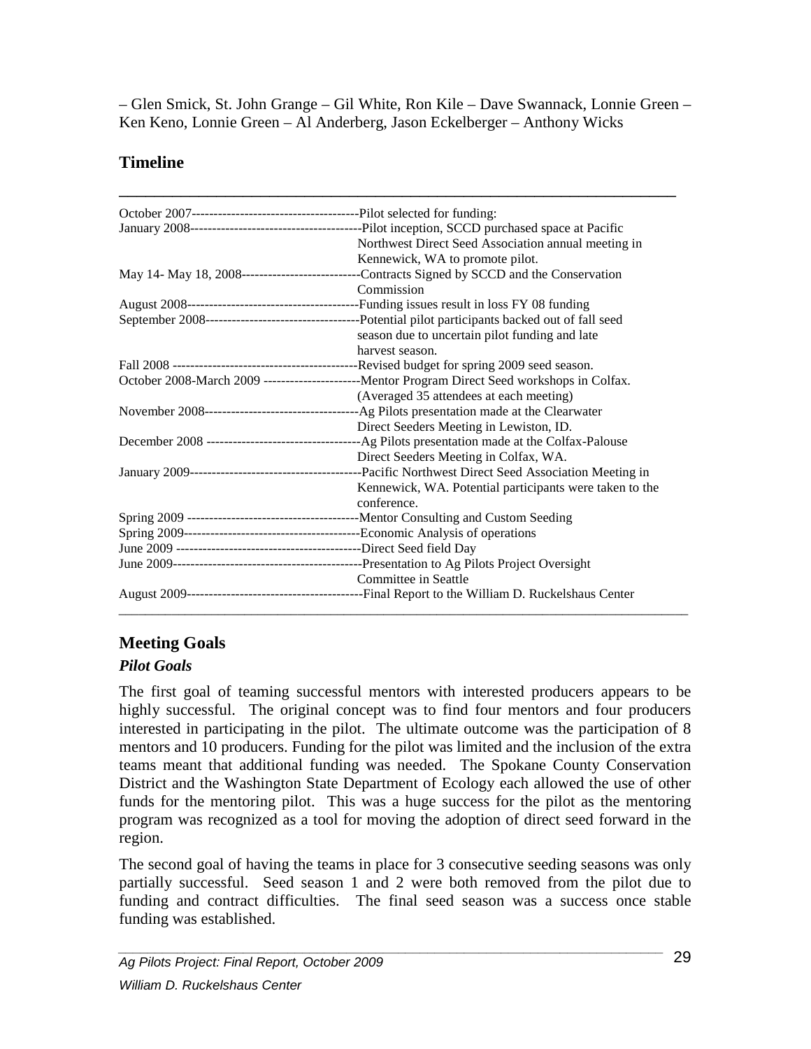– Glen Smick, St. John Grange – Gil White, Ron Kile – Dave Swannack, Lonnie Green – Ken Keno, Lonnie Green – Al Anderberg, Jason Eckelberger – Anthony Wicks

## Timeline

| Date | Event |
|---|---|
| October 2007 | Pilot selected for funding: |
| January 2008 | Pilot inception, SCCD purchased space at Pacific Northwest Direct Seed Association annual meeting in Kennewick, WA to promote pilot. |
| May 14- May 18, 2008 | Contracts Signed by SCCD and the Conservation Commission |
| August 2008 | Funding issues result in loss FY 08 funding |
| September 2008 | Potential pilot participants backed out of fall seed season due to uncertain pilot funding and late harvest season. |
| Fall 2008 | Revised budget for spring 2009 seed season. |
| October 2008-March 2009 | Mentor Program Direct Seed workshops in Colfax. (Averaged 35 attendees at each meeting) |
| November 2008 | Ag Pilots presentation made at the Clearwater Direct Seeders Meeting in Lewiston, ID. |
| December 2008 | Ag Pilots presentation made at the Colfax-Palouse Direct Seeders Meeting in Colfax, WA. |
| January 2009 | Pacific Northwest Direct Seed Association Meeting in Kennewick, WA. Potential participants were taken to the conference. |
| Spring 2009 | Mentor Consulting and Custom Seeding |
| Spring 2009 | Economic Analysis of operations |
| June 2009 | Direct Seed field Day |
| June 2009 | Presentation to Ag Pilots Project Oversight Committee in Seattle |
| August 2009 | Final Report to the William D. Ruckelshaus Center |

## Meeting Goals

### *Pilot Goals*

The first goal of teaming successful mentors with interested producers appears to be highly successful. The original concept was to find four mentors and four producers interested in participating in the pilot. The ultimate outcome was the participation of 8 mentors and 10 producers. Funding for the pilot was limited and the inclusion of the extra teams meant that additional funding was needed. The Spokane County Conservation District and the Washington State Department of Ecology each allowed the use of other funds for the mentoring pilot. This was a huge success for the pilot as the mentoring program was recognized as a tool for moving the adoption of direct seed forward in the region.

The second goal of having the teams in place for 3 consecutive seeding seasons was only partially successful. Seed season 1 and 2 were both removed from the pilot due to funding and contract difficulties. The final seed season was a success once stable funding was established.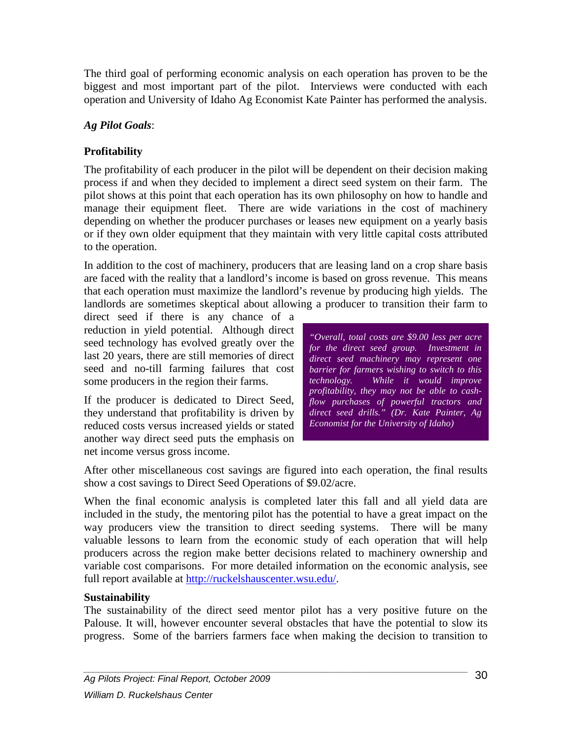The third goal of performing economic analysis on each operation has proven to be the biggest and most important part of the pilot. Interviews were conducted with each operation and University of Idaho Ag Economist Kate Painter has performed the analysis.

***Ag Pilot Goals***:

**Profitability**

The profitability of each producer in the pilot will be dependent on their decision making process if and when they decided to implement a direct seed system on their farm. The pilot shows at this point that each operation has its own philosophy on how to handle and manage their equipment fleet. There are wide variations in the cost of machinery depending on whether the producer purchases or leases new equipment on a yearly basis or if they own older equipment that they maintain with very little capital costs attributed to the operation.

In addition to the cost of machinery, producers that are leasing land on a crop share basis are faced with the reality that a landlord's income is based on gross revenue. This means that each operation must maximize the landlord's revenue by producing high yields. The landlords are sometimes skeptical about allowing a producer to transition their farm to direct seed if there is any chance of a reduction in yield potential. Although direct seed technology has evolved greatly over the last 20 years, there are still memories of direct seed and no-till farming failures that cost some producers in the region their farms.

If the producer is dedicated to Direct Seed, they understand that profitability is driven by reduced costs versus increased yields or stated another way direct seed puts the emphasis on net income versus gross income.

*"Overall, total costs are $9.00 less per acre for the direct seed group. Investment in direct seed machinery may represent one barrier for farmers wishing to switch to this technology. While it would improve profitability, they may not be able to cash-flow purchases of powerful tractors and direct seed drills." (Dr. Kate Painter, Ag Economist for the University of Idaho)*

After other miscellaneous cost savings are figured into each operation, the final results show a cost savings to Direct Seed Operations of $9.02/acre.

When the final economic analysis is completed later this fall and all yield data are included in the study, the mentoring pilot has the potential to have a great impact on the way producers view the transition to direct seeding systems. There will be many valuable lessons to learn from the economic study of each operation that will help producers across the region make better decisions related to machinery ownership and variable cost comparisons. For more detailed information on the economic analysis, see full report available at http://ruckelshauscenter.wsu.edu/.

**Sustainability**

The sustainability of the direct seed mentor pilot has a very positive future on the Palouse. It will, however encounter several obstacles that have the potential to slow its progress. Some of the barriers farmers face when making the decision to transition to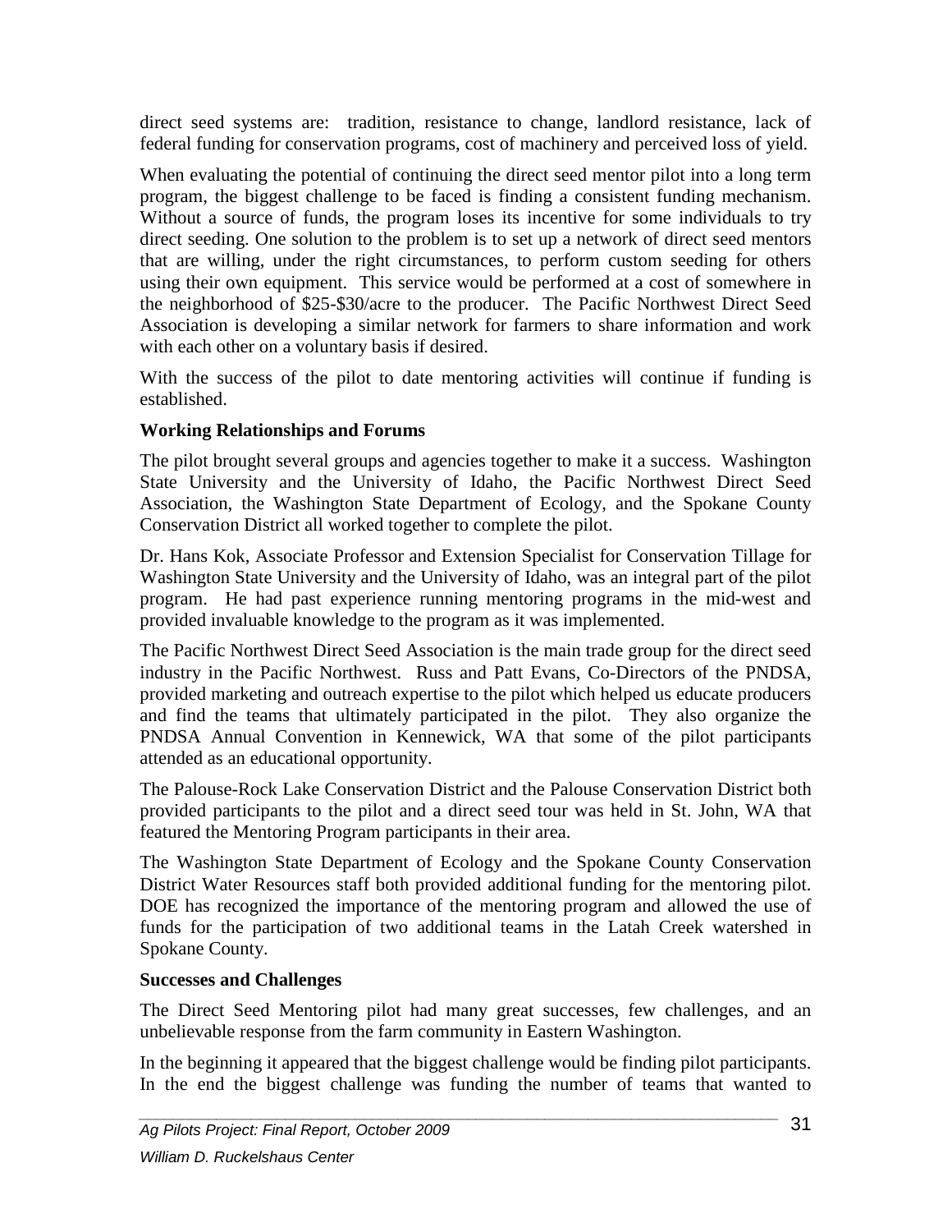direct seed systems are: tradition, resistance to change, landlord resistance, lack of federal funding for conservation programs, cost of machinery and perceived loss of yield.

When evaluating the potential of continuing the direct seed mentor pilot into a long term program, the biggest challenge to be faced is finding a consistent funding mechanism. Without a source of funds, the program loses its incentive for some individuals to try direct seeding. One solution to the problem is to set up a network of direct seed mentors that are willing, under the right circumstances, to perform custom seeding for others using their own equipment. This service would be performed at a cost of somewhere in the neighborhood of $25-$30/acre to the producer. The Pacific Northwest Direct Seed Association is developing a similar network for farmers to share information and work with each other on a voluntary basis if desired.

With the success of the pilot to date mentoring activities will continue if funding is established.

**Working Relationships and Forums**

The pilot brought several groups and agencies together to make it a success. Washington State University and the University of Idaho, the Pacific Northwest Direct Seed Association, the Washington State Department of Ecology, and the Spokane County Conservation District all worked together to complete the pilot.

Dr. Hans Kok, Associate Professor and Extension Specialist for Conservation Tillage for Washington State University and the University of Idaho, was an integral part of the pilot program. He had past experience running mentoring programs in the mid-west and provided invaluable knowledge to the program as it was implemented.

The Pacific Northwest Direct Seed Association is the main trade group for the direct seed industry in the Pacific Northwest. Russ and Patt Evans, Co-Directors of the PNDSA, provided marketing and outreach expertise to the pilot which helped us educate producers and find the teams that ultimately participated in the pilot. They also organize the PNDSA Annual Convention in Kennewick, WA that some of the pilot participants attended as an educational opportunity.

The Palouse-Rock Lake Conservation District and the Palouse Conservation District both provided participants to the pilot and a direct seed tour was held in St. John, WA that featured the Mentoring Program participants in their area.

The Washington State Department of Ecology and the Spokane County Conservation District Water Resources staff both provided additional funding for the mentoring pilot. DOE has recognized the importance of the mentoring program and allowed the use of funds for the participation of two additional teams in the Latah Creek watershed in Spokane County.

**Successes and Challenges**

The Direct Seed Mentoring pilot had many great successes, few challenges, and an unbelievable response from the farm community in Eastern Washington.

In the beginning it appeared that the biggest challenge would be finding pilot participants. In the end the biggest challenge was funding the number of teams that wanted to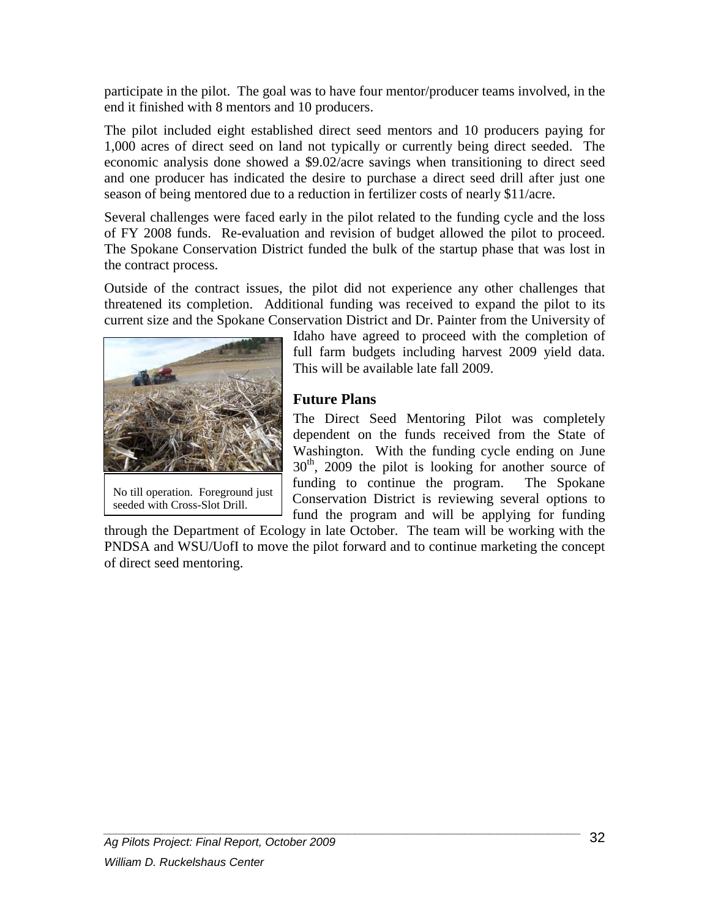participate in the pilot. The goal was to have four mentor/producer teams involved, in the end it finished with 8 mentors and 10 producers.

The pilot included eight established direct seed mentors and 10 producers paying for 1,000 acres of direct seed on land not typically or currently being direct seeded. The economic analysis done showed a $9.02/acre savings when transitioning to direct seed and one producer has indicated the desire to purchase a direct seed drill after just one season of being mentored due to a reduction in fertilizer costs of nearly $11/acre.

Several challenges were faced early in the pilot related to the funding cycle and the loss of FY 2008 funds. Re-evaluation and revision of budget allowed the pilot to proceed. The Spokane Conservation District funded the bulk of the startup phase that was lost in the contract process.

Outside of the contract issues, the pilot did not experience any other challenges that threatened its completion. Additional funding was received to expand the pilot to its current size and the Spokane Conservation District and Dr. Painter from the University of Idaho have agreed to proceed with the completion of full farm budgets including harvest 2009 yield data. This will be available late fall 2009.

No till operation. Foreground just seeded with Cross-Slot Drill.

### Future Plans

The Direct Seed Mentoring Pilot was completely dependent on the funds received from the State of Washington. With the funding cycle ending on June 30th, 2009 the pilot is looking for another source of funding to continue the program. The Spokane Conservation District is reviewing several options to fund the program and will be applying for funding through the Department of Ecology in late October. The team will be working with the PNDSA and WSU/UofI to move the pilot forward and to continue marketing the concept of direct seed mentoring.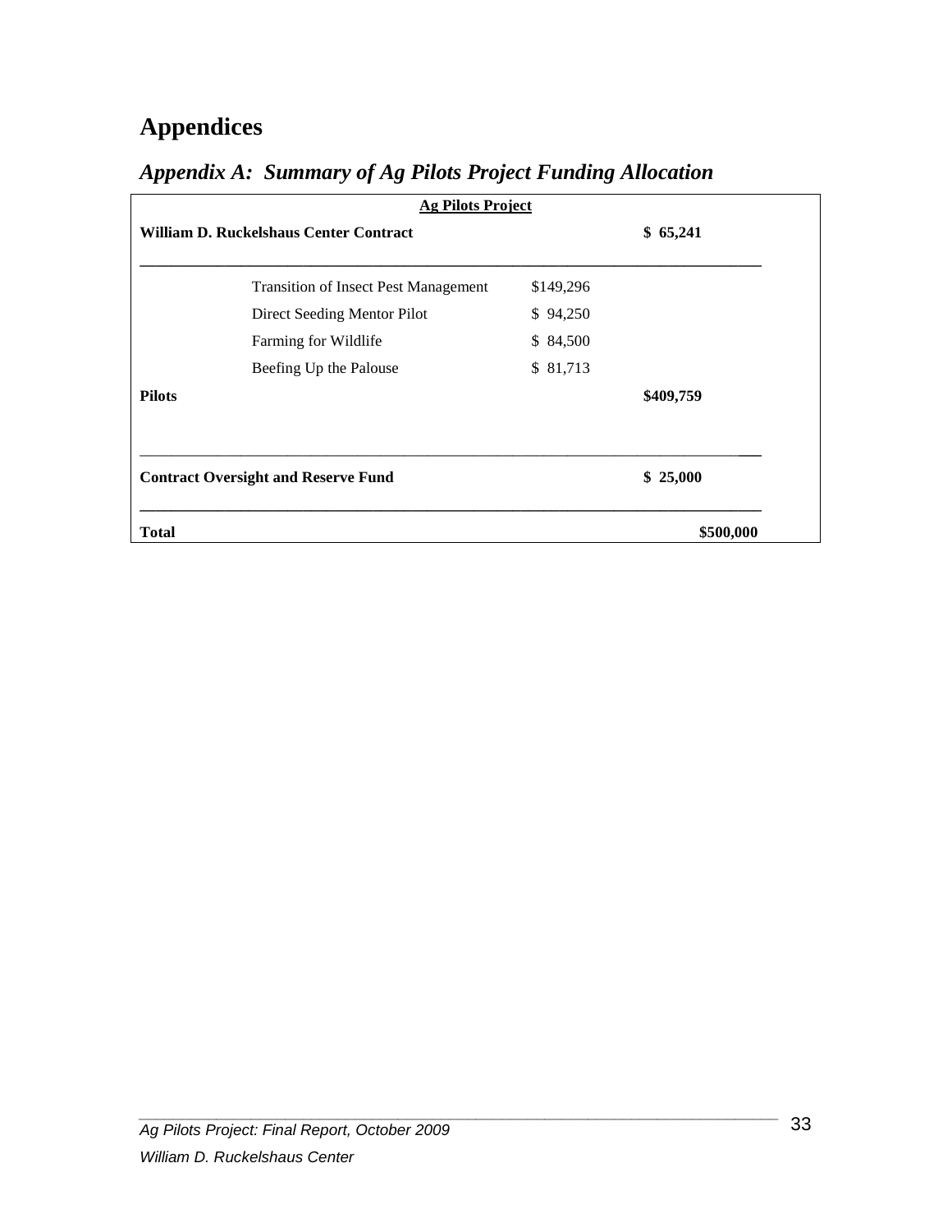# Appendices

## *Appendix A: Summary of Ag Pilots Project Funding Allocation*

| Ag Pilots Project | | | |
|---|---|---|---|
| **William D. Ruckelshaus Center Contract** | | | **$ 65,241** |
| | Transition of Insect Pest Management | $149,296 | |
| | Direct Seeding Mentor Pilot | $ 94,250 | |
| | Farming for Wildlife | $ 84,500 | |
| | Beefing Up the Palouse | $ 81,713 | |
| **Pilots** | | | **$409,759** |
| **Contract Oversight and Reserve Fund** | | | **$ 25,000** |
| **Total** | | | **$500,000** |